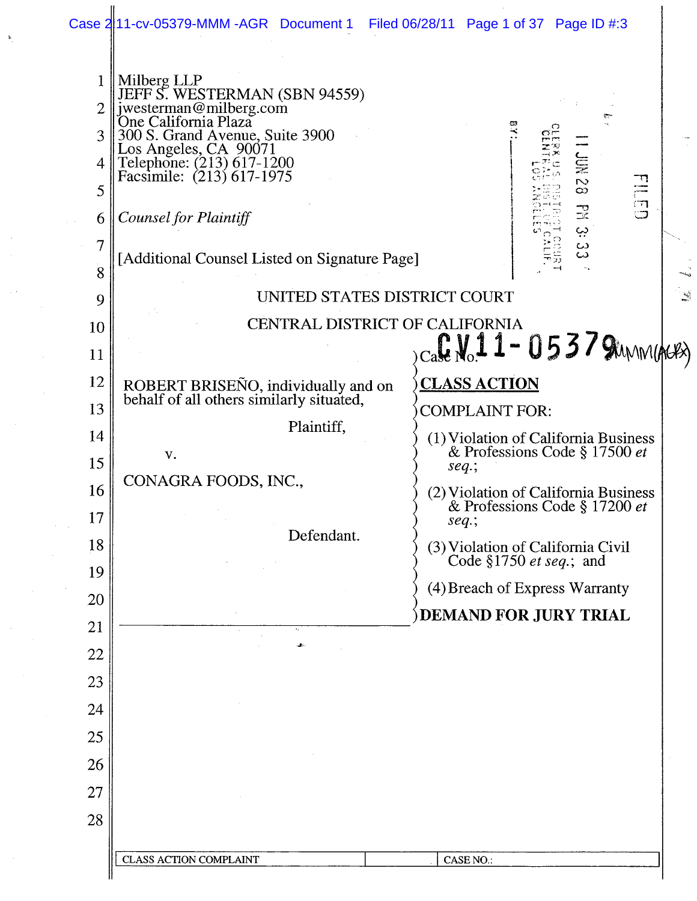Milberg LLP
JEFF S. WESTERMAN (SBN 94559)
jwesterman@milberg.com
One California Plaza
300 S. Grand Avenue, Suite 3900
Los Angeles, CA 90071
Telephone: (213) 617-1200
Facsimile: (213) 617-1975

*Counsel for Plaintiff*

[Additional Counsel Listed on Signature Page]

FILED
11 JUN 28 PM 3:33
CLERK U.S. DISTRICT COURT
CENTRAL DIST. OF CALIF.
LOS ANGELES
BY: ______

UNITED STATES DISTRICT COURT

CENTRAL DISTRICT OF CALIFORNIA

ROBERT BRISEÑO, individually and on behalf of all others similarly situated,

Plaintiff,

v.

CONAGRA FOODS, INC.,

Defendant.

Case No. CV11-05379 MMM(AGRx)

**CLASS ACTION**

COMPLAINT FOR:

(1) Violation of California Business & Professions Code § 17500 *et seq.*;

(2) Violation of California Business & Professions Code § 17200 *et seq.*;

(3) Violation of California Civil Code §1750 *et seq.*; and

(4) Breach of Express Warranty

**DEMAND FOR JURY TRIAL**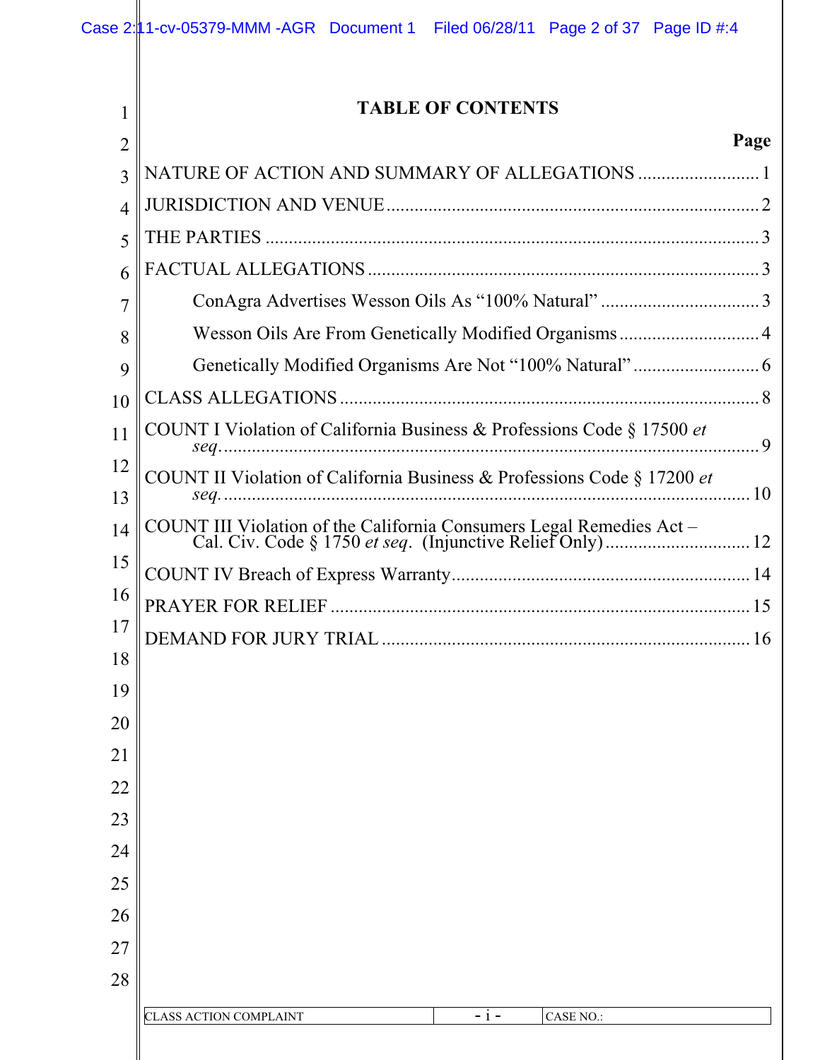# TABLE OF CONTENTS

| | Page |
|---|---|
| NATURE OF ACTION AND SUMMARY OF ALLEGATIONS | 1 |
| JURISDICTION AND VENUE | 2 |
| THE PARTIES | 3 |
| FACTUAL ALLEGATIONS | 3 |
| ConAgra Advertises Wesson Oils As "100% Natural" | 3 |
| Wesson Oils Are From Genetically Modified Organisms | 4 |
| Genetically Modified Organisms Are Not "100% Natural" | 6 |
| CLASS ALLEGATIONS | 8 |
| COUNT I Violation of California Business & Professions Code § 17500 *et seq.* | 9 |
| COUNT II Violation of California Business & Professions Code § 17200 *et seq.* | 10 |
| COUNT III Violation of the California Consumers Legal Remedies Act – Cal. Civ. Code § 1750 *et seq.* (Injunctive Relief Only) | 12 |
| COUNT IV Breach of Express Warranty | 14 |
| PRAYER FOR RELIEF | 15 |
| DEMAND FOR JURY TRIAL | 16 |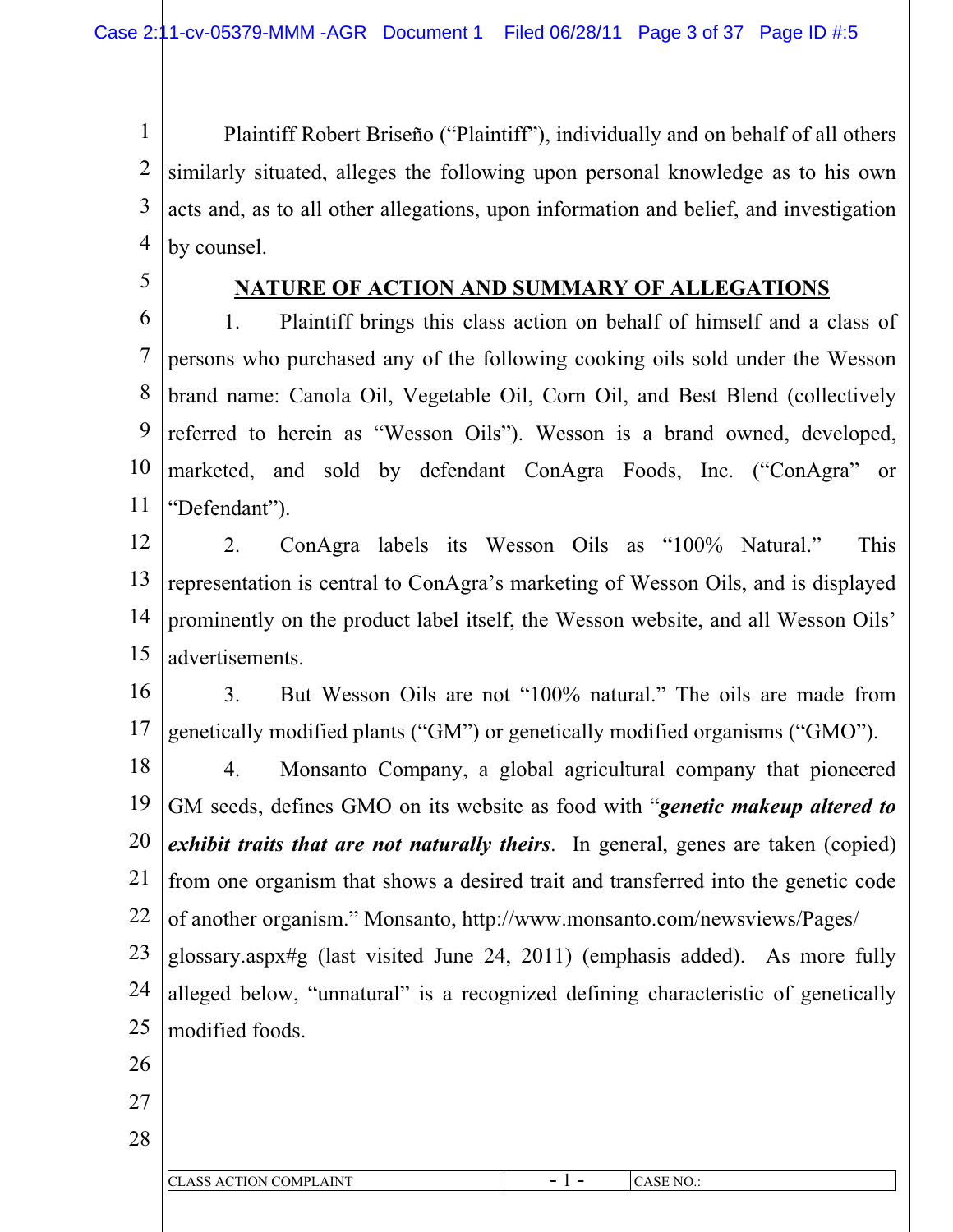Plaintiff Robert Briseño ("Plaintiff"), individually and on behalf of all others similarly situated, alleges the following upon personal knowledge as to his own acts and, as to all other allegations, upon information and belief, and investigation by counsel.

## NATURE OF ACTION AND SUMMARY OF ALLEGATIONS

1. Plaintiff brings this class action on behalf of himself and a class of persons who purchased any of the following cooking oils sold under the Wesson brand name: Canola Oil, Vegetable Oil, Corn Oil, and Best Blend (collectively referred to herein as "Wesson Oils"). Wesson is a brand owned, developed, marketed, and sold by defendant ConAgra Foods, Inc. ("ConAgra" or "Defendant").

2. ConAgra labels its Wesson Oils as "100% Natural." This representation is central to ConAgra's marketing of Wesson Oils, and is displayed prominently on the product label itself, the Wesson website, and all Wesson Oils' advertisements.

3. But Wesson Oils are not "100% natural." The oils are made from genetically modified plants ("GM") or genetically modified organisms ("GMO").

4. Monsanto Company, a global agricultural company that pioneered GM seeds, defines GMO on its website as food with "***genetic makeup altered to exhibit traits that are not naturally theirs***. In general, genes are taken (copied) from one organism that shows a desired trait and transferred into the genetic code of another organism." Monsanto, http://www.monsanto.com/newsviews/Pages/glossary.aspx#g (last visited June 24, 2011) (emphasis added). As more fully alleged below, "unnatural" is a recognized defining characteristic of genetically modified foods.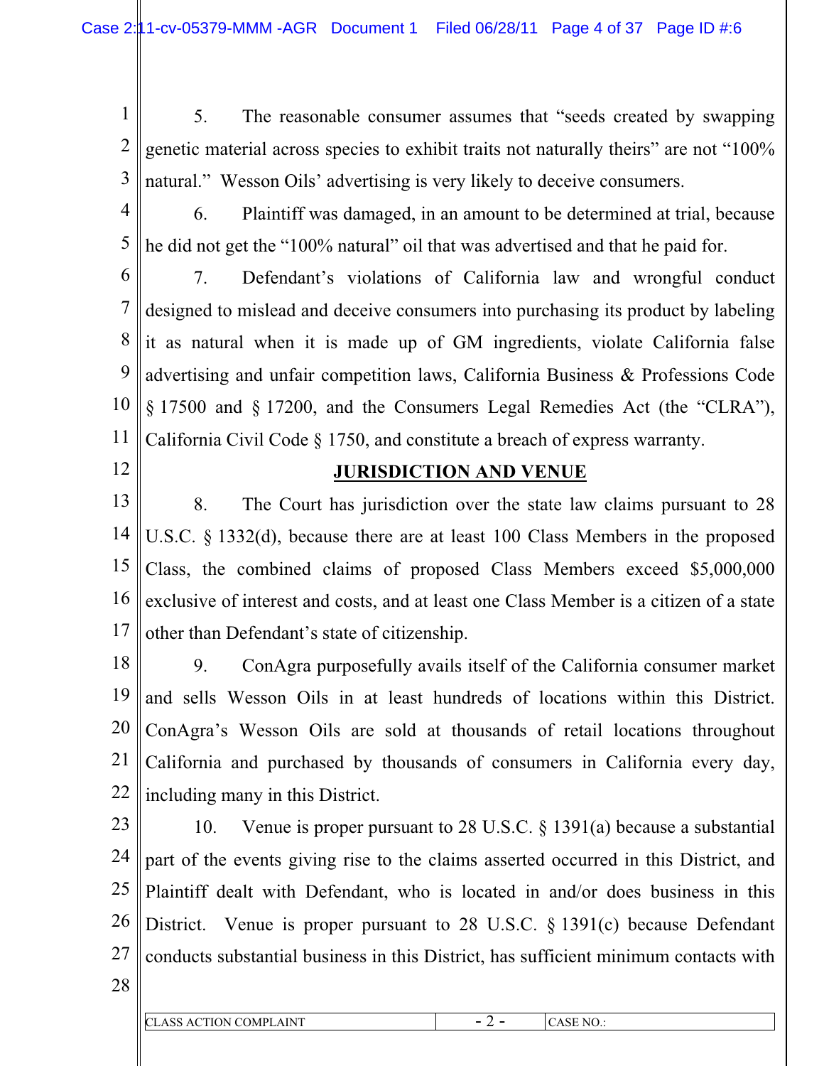5. The reasonable consumer assumes that "seeds created by swapping genetic material across species to exhibit traits not naturally theirs" are not "100% natural." Wesson Oils' advertising is very likely to deceive consumers.

6. Plaintiff was damaged, in an amount to be determined at trial, because he did not get the "100% natural" oil that was advertised and that he paid for.

7. Defendant's violations of California law and wrongful conduct designed to mislead and deceive consumers into purchasing its product by labeling it as natural when it is made up of GM ingredients, violate California false advertising and unfair competition laws, California Business & Professions Code § 17500 and § 17200, and the Consumers Legal Remedies Act (the "CLRA"), California Civil Code § 1750, and constitute a breach of express warranty.

## JURISDICTION AND VENUE

8. The Court has jurisdiction over the state law claims pursuant to 28 U.S.C. § 1332(d), because there are at least 100 Class Members in the proposed Class, the combined claims of proposed Class Members exceed $5,000,000 exclusive of interest and costs, and at least one Class Member is a citizen of a state other than Defendant's state of citizenship.

9. ConAgra purposefully avails itself of the California consumer market and sells Wesson Oils in at least hundreds of locations within this District. ConAgra's Wesson Oils are sold at thousands of retail locations throughout California and purchased by thousands of consumers in California every day, including many in this District.

10. Venue is proper pursuant to 28 U.S.C. § 1391(a) because a substantial part of the events giving rise to the claims asserted occurred in this District, and Plaintiff dealt with Defendant, who is located in and/or does business in this District. Venue is proper pursuant to 28 U.S.C. § 1391(c) because Defendant conducts substantial business in this District, has sufficient minimum contacts with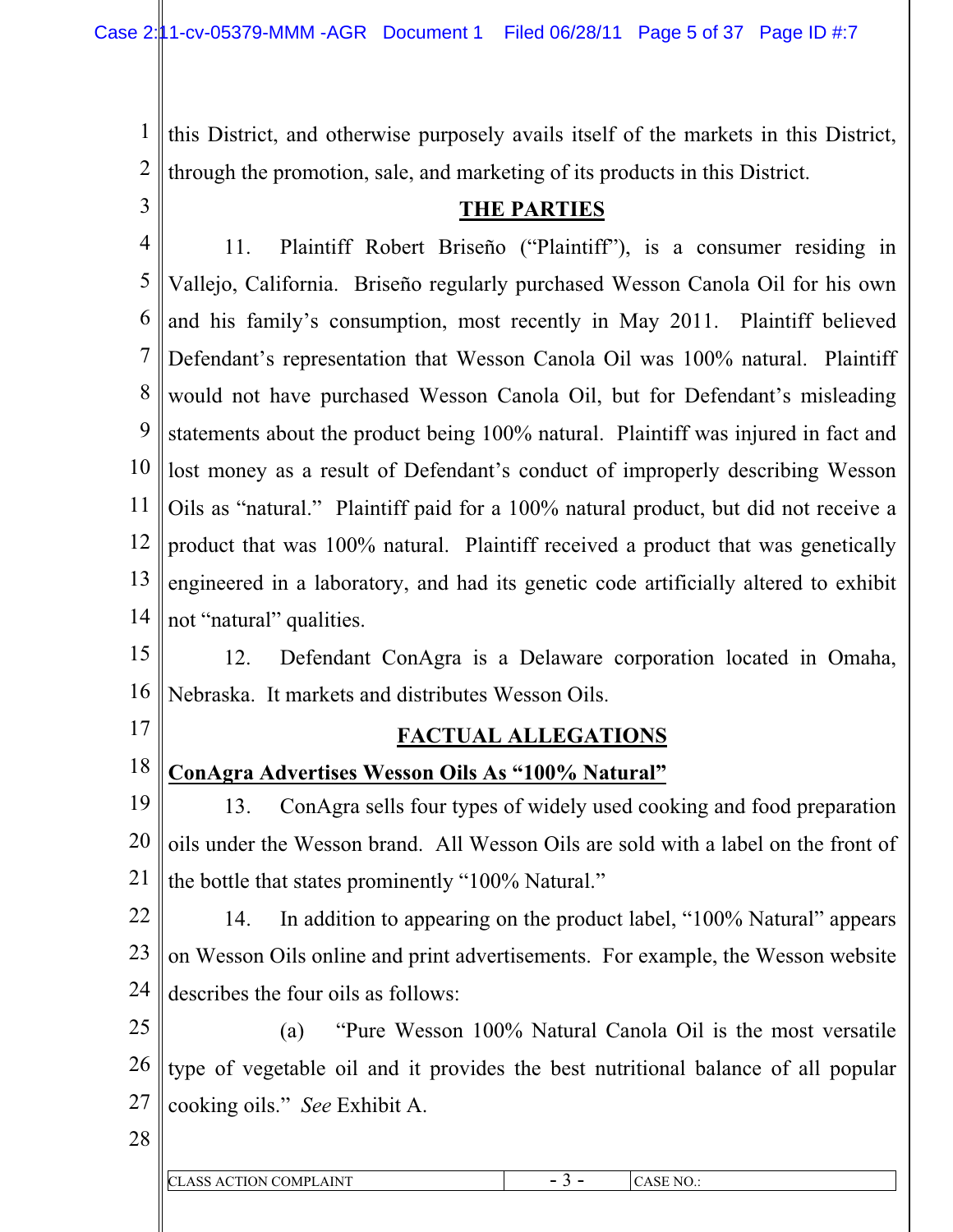this District, and otherwise purposely avails itself of the markets in this District, through the promotion, sale, and marketing of its products in this District.

## THE PARTIES

11. Plaintiff Robert Briseño ("Plaintiff"), is a consumer residing in Vallejo, California. Briseño regularly purchased Wesson Canola Oil for his own and his family's consumption, most recently in May 2011. Plaintiff believed Defendant's representation that Wesson Canola Oil was 100% natural. Plaintiff would not have purchased Wesson Canola Oil, but for Defendant's misleading statements about the product being 100% natural. Plaintiff was injured in fact and lost money as a result of Defendant's conduct of improperly describing Wesson Oils as "natural." Plaintiff paid for a 100% natural product, but did not receive a product that was 100% natural. Plaintiff received a product that was genetically engineered in a laboratory, and had its genetic code artificially altered to exhibit not "natural" qualities.

12. Defendant ConAgra is a Delaware corporation located in Omaha, Nebraska. It markets and distributes Wesson Oils.

## FACTUAL ALLEGATIONS

### ConAgra Advertises Wesson Oils As "100% Natural"

13. ConAgra sells four types of widely used cooking and food preparation oils under the Wesson brand. All Wesson Oils are sold with a label on the front of the bottle that states prominently "100% Natural."

14. In addition to appearing on the product label, "100% Natural" appears on Wesson Oils online and print advertisements. For example, the Wesson website describes the four oils as follows:

(a) "Pure Wesson 100% Natural Canola Oil is the most versatile type of vegetable oil and it provides the best nutritional balance of all popular cooking oils." *See* Exhibit A.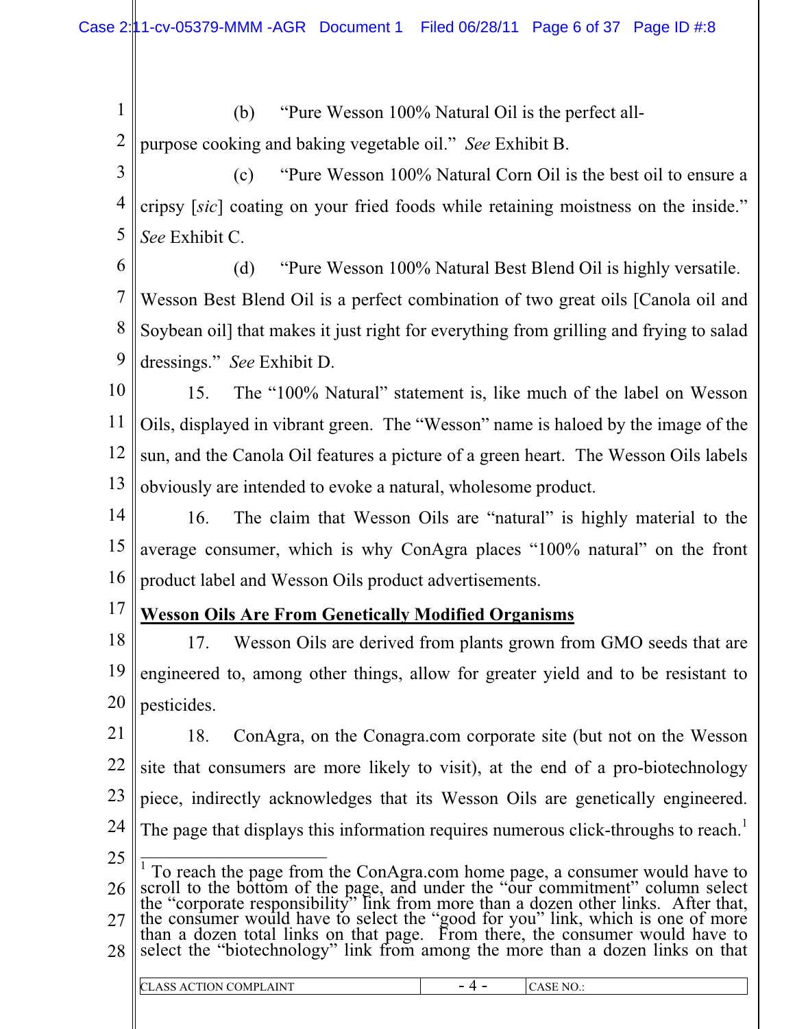(b) "Pure Wesson 100% Natural Oil is the perfect all-purpose cooking and baking vegetable oil." *See* Exhibit B.

(c) "Pure Wesson 100% Natural Corn Oil is the best oil to ensure a cripsy [*sic*] coating on your fried foods while retaining moistness on the inside." *See* Exhibit C.

(d) "Pure Wesson 100% Natural Best Blend Oil is highly versatile. Wesson Best Blend Oil is a perfect combination of two great oils [Canola oil and Soybean oil] that makes it just right for everything from grilling and frying to salad dressings." *See* Exhibit D.

15. The "100% Natural" statement is, like much of the label on Wesson Oils, displayed in vibrant green. The "Wesson" name is haloed by the image of the sun, and the Canola Oil features a picture of a green heart. The Wesson Oils labels obviously are intended to evoke a natural, wholesome product.

16. The claim that Wesson Oils are "natural" is highly material to the average consumer, which is why ConAgra places "100% natural" on the front product label and Wesson Oils product advertisements.

**Wesson Oils Are From Genetically Modified Organisms**

17. Wesson Oils are derived from plants grown from GMO seeds that are engineered to, among other things, allow for greater yield and to be resistant to pesticides.

18. ConAgra, on the Conagra.com corporate site (but not on the Wesson site that consumers are more likely to visit), at the end of a pro-biotechnology piece, indirectly acknowledges that its Wesson Oils are genetically engineered. The page that displays this information requires numerous click-throughs to reach.[1]

---

[1] To reach the page from the ConAgra.com home page, a consumer would have to scroll to the bottom of the page, and under the "our commitment" column select the "corporate responsibility" link from more than a dozen other links. After that, the consumer would have to select the "good for you" link, which is one of more than a dozen total links on that page. From there, the consumer would have to select the "biotechnology" link from among the more than a dozen links on that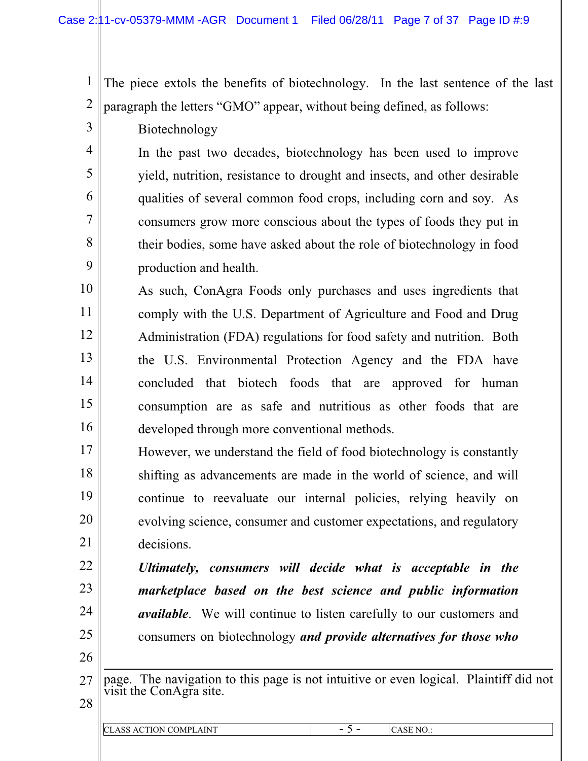The piece extols the benefits of biotechnology. In the last sentence of the last paragraph the letters "GMO" appear, without being defined, as follows:

> Biotechnology
>
> In the past two decades, biotechnology has been used to improve yield, nutrition, resistance to drought and insects, and other desirable qualities of several common food crops, including corn and soy. As consumers grow more conscious about the types of foods they put in their bodies, some have asked about the role of biotechnology in food production and health.
>
> As such, ConAgra Foods only purchases and uses ingredients that comply with the U.S. Department of Agriculture and Food and Drug Administration (FDA) regulations for food safety and nutrition. Both the U.S. Environmental Protection Agency and the FDA have concluded that biotech foods that are approved for human consumption are as safe and nutritious as other foods that are developed through more conventional methods.
>
> However, we understand the field of food biotechnology is constantly shifting as advancements are made in the world of science, and will continue to reevaluate our internal policies, relying heavily on evolving science, consumer and customer expectations, and regulatory decisions.
>
> ***Ultimately, consumers will decide what is acceptable in the marketplace based on the best science and public information available***. We will continue to listen carefully to our customers and consumers on biotechnology ***and provide alternatives for those who***

---

page. The navigation to this page is not intuitive or even logical. Plaintiff did not visit the ConAgra site.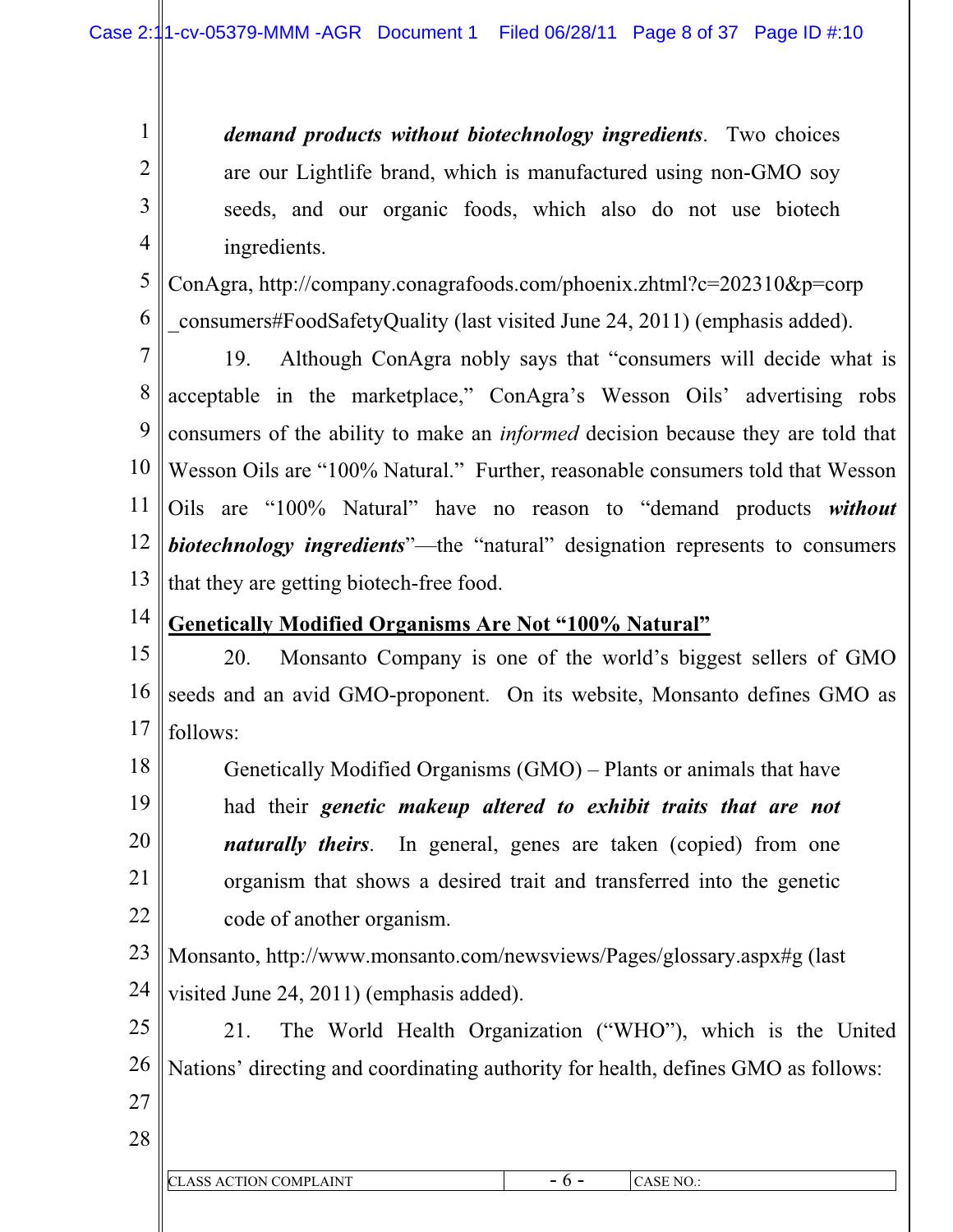> ***demand products without biotechnology ingredients***. Two choices are our Lightlife brand, which is manufactured using non-GMO soy seeds, and our organic foods, which also do not use biotech ingredients.

ConAgra, http://company.conagrafoods.com/phoenix.zhtml?c=202310&p=corp_consumers#FoodSafetyQuality (last visited June 24, 2011) (emphasis added).

19. Although ConAgra nobly says that "consumers will decide what is acceptable in the marketplace," ConAgra's Wesson Oils' advertising robs consumers of the ability to make an *informed* decision because they are told that Wesson Oils are "100% Natural." Further, reasonable consumers told that Wesson Oils are "100% Natural" have no reason to "demand products ***without biotechnology ingredients***"—the "natural" designation represents to consumers that they are getting biotech-free food.

**Genetically Modified Organisms Are Not "100% Natural"**

20. Monsanto Company is one of the world's biggest sellers of GMO seeds and an avid GMO-proponent. On its website, Monsanto defines GMO as follows:

> Genetically Modified Organisms (GMO) – Plants or animals that have had their ***genetic makeup altered to exhibit traits that are not naturally theirs***. In general, genes are taken (copied) from one organism that shows a desired trait and transferred into the genetic code of another organism.

Monsanto, http://www.monsanto.com/newsviews/Pages/glossary.aspx#g (last visited June 24, 2011) (emphasis added).

21. The World Health Organization ("WHO"), which is the United Nations' directing and coordinating authority for health, defines GMO as follows: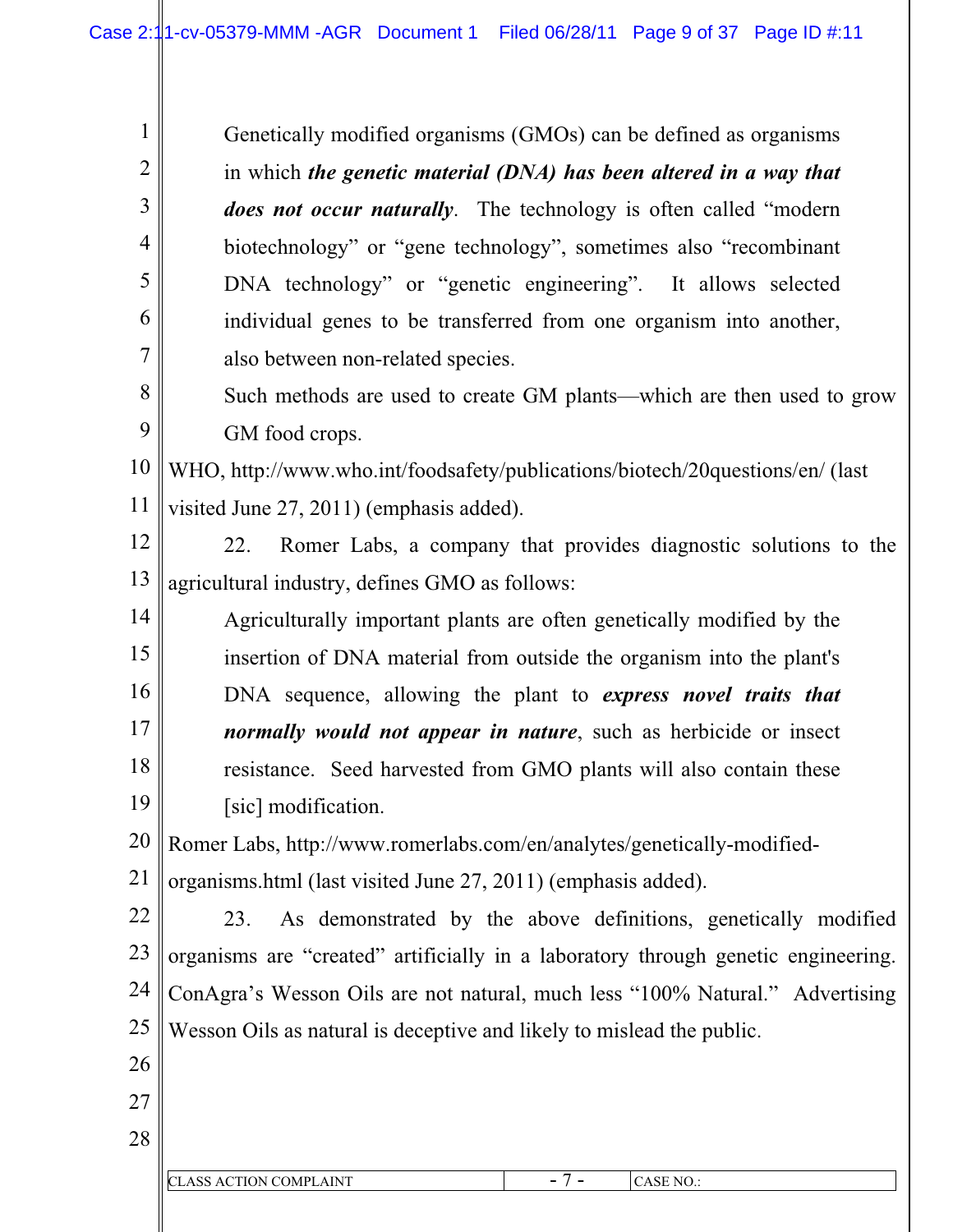> Genetically modified organisms (GMOs) can be defined as organisms in which ***the genetic material (DNA) has been altered in a way that does not occur naturally***. The technology is often called "modern biotechnology" or "gene technology", sometimes also "recombinant DNA technology" or "genetic engineering". It allows selected individual genes to be transferred from one organism into another, also between non-related species.
>
> Such methods are used to create GM plants—which are then used to grow GM food crops.

WHO, http://www.who.int/foodsafety/publications/biotech/20questions/en/ (last visited June 27, 2011) (emphasis added).

22. Romer Labs, a company that provides diagnostic solutions to the agricultural industry, defines GMO as follows:

> Agriculturally important plants are often genetically modified by the insertion of DNA material from outside the organism into the plant's DNA sequence, allowing the plant to ***express novel traits that normally would not appear in nature***, such as herbicide or insect resistance. Seed harvested from GMO plants will also contain these [sic] modification.

Romer Labs, http://www.romerlabs.com/en/analytes/genetically-modified-organisms.html (last visited June 27, 2011) (emphasis added).

23. As demonstrated by the above definitions, genetically modified organisms are "created" artificially in a laboratory through genetic engineering. ConAgra's Wesson Oils are not natural, much less "100% Natural." Advertising Wesson Oils as natural is deceptive and likely to mislead the public.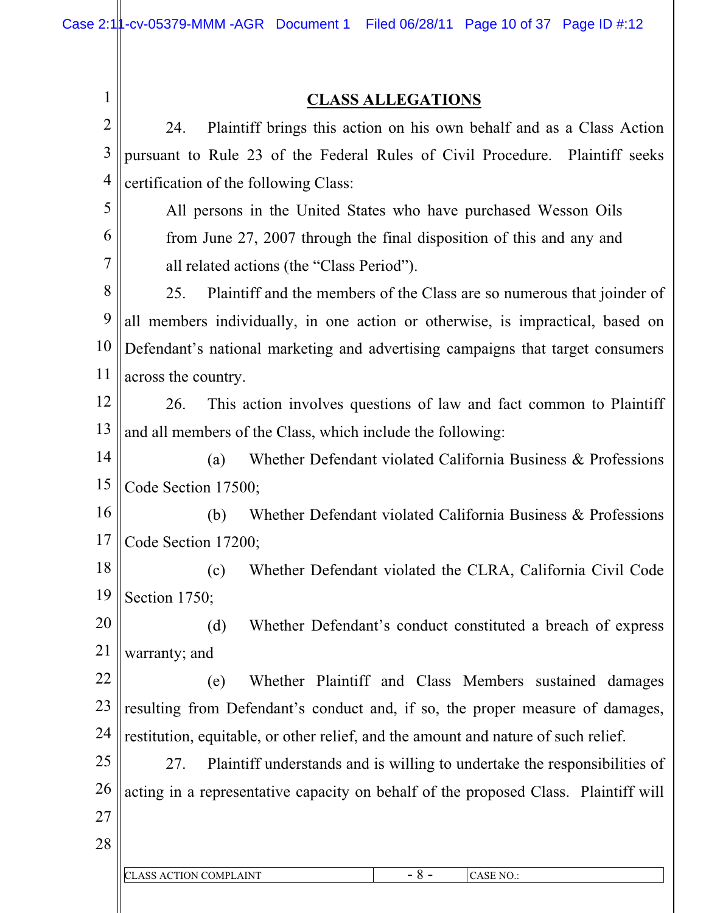## CLASS ALLEGATIONS

24. Plaintiff brings this action on his own behalf and as a Class Action pursuant to Rule 23 of the Federal Rules of Civil Procedure. Plaintiff seeks certification of the following Class:

> All persons in the United States who have purchased Wesson Oils from June 27, 2007 through the final disposition of this and any and all related actions (the "Class Period").

25. Plaintiff and the members of the Class are so numerous that joinder of all members individually, in one action or otherwise, is impractical, based on Defendant's national marketing and advertising campaigns that target consumers across the country.

26. This action involves questions of law and fact common to Plaintiff and all members of the Class, which include the following:

(a) Whether Defendant violated California Business & Professions Code Section 17500;

(b) Whether Defendant violated California Business & Professions Code Section 17200;

(c) Whether Defendant violated the CLRA, California Civil Code Section 1750;

(d) Whether Defendant's conduct constituted a breach of express warranty; and

(e) Whether Plaintiff and Class Members sustained damages resulting from Defendant's conduct and, if so, the proper measure of damages, restitution, equitable, or other relief, and the amount and nature of such relief.

27. Plaintiff understands and is willing to undertake the responsibilities of acting in a representative capacity on behalf of the proposed Class. Plaintiff will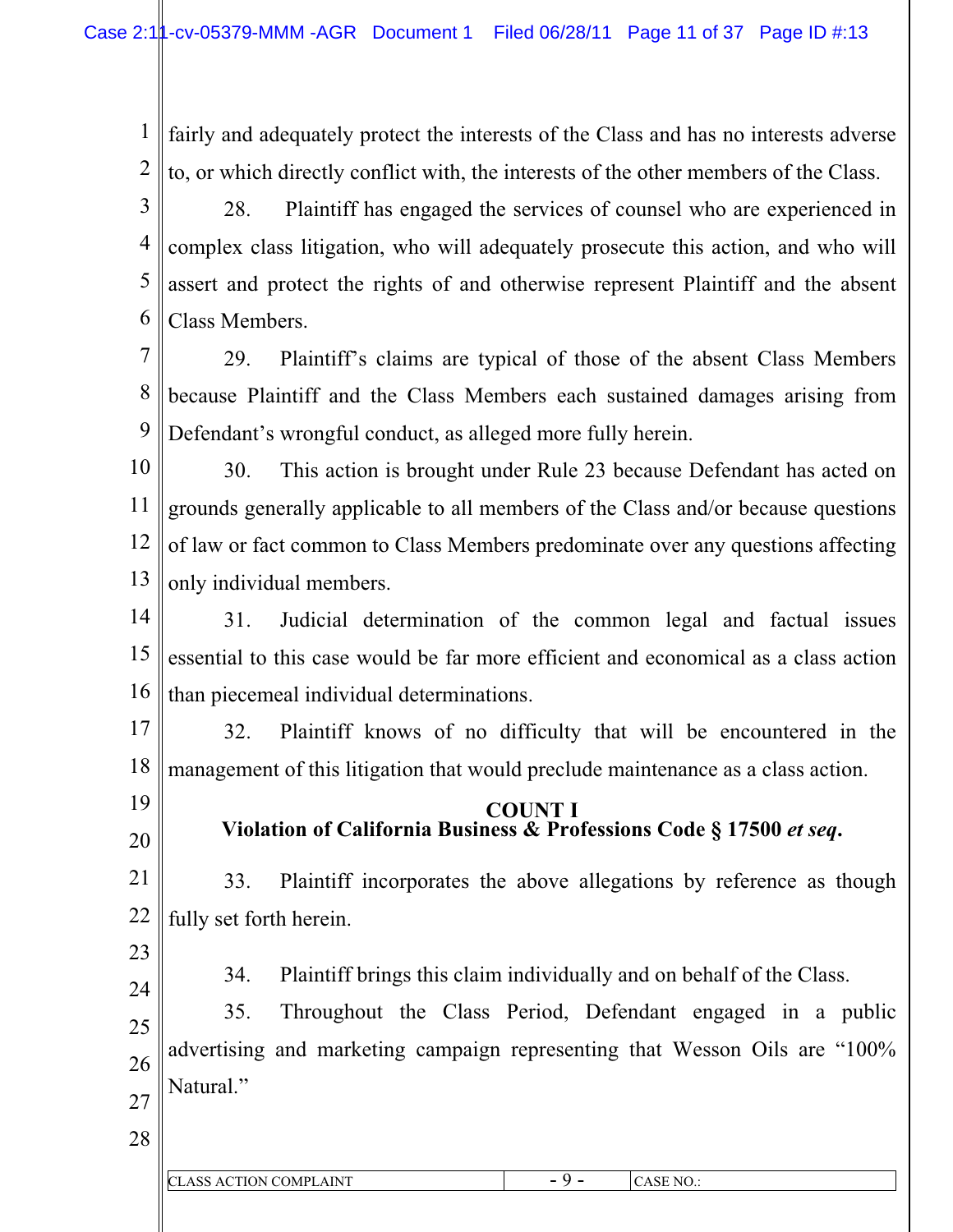fairly and adequately protect the interests of the Class and has no interests adverse to, or which directly conflict with, the interests of the other members of the Class.

28. Plaintiff has engaged the services of counsel who are experienced in complex class litigation, who will adequately prosecute this action, and who will assert and protect the rights of and otherwise represent Plaintiff and the absent Class Members.

29. Plaintiff's claims are typical of those of the absent Class Members because Plaintiff and the Class Members each sustained damages arising from Defendant's wrongful conduct, as alleged more fully herein.

30. This action is brought under Rule 23 because Defendant has acted on grounds generally applicable to all members of the Class and/or because questions of law or fact common to Class Members predominate over any questions affecting only individual members.

31. Judicial determination of the common legal and factual issues essential to this case would be far more efficient and economical as a class action than piecemeal individual determinations.

32. Plaintiff knows of no difficulty that will be encountered in the management of this litigation that would preclude maintenance as a class action.

## COUNT I
## Violation of California Business & Professions Code § 17500 *et seq.*

33. Plaintiff incorporates the above allegations by reference as though fully set forth herein.

34. Plaintiff brings this claim individually and on behalf of the Class.

35. Throughout the Class Period, Defendant engaged in a public advertising and marketing campaign representing that Wesson Oils are "100% Natural."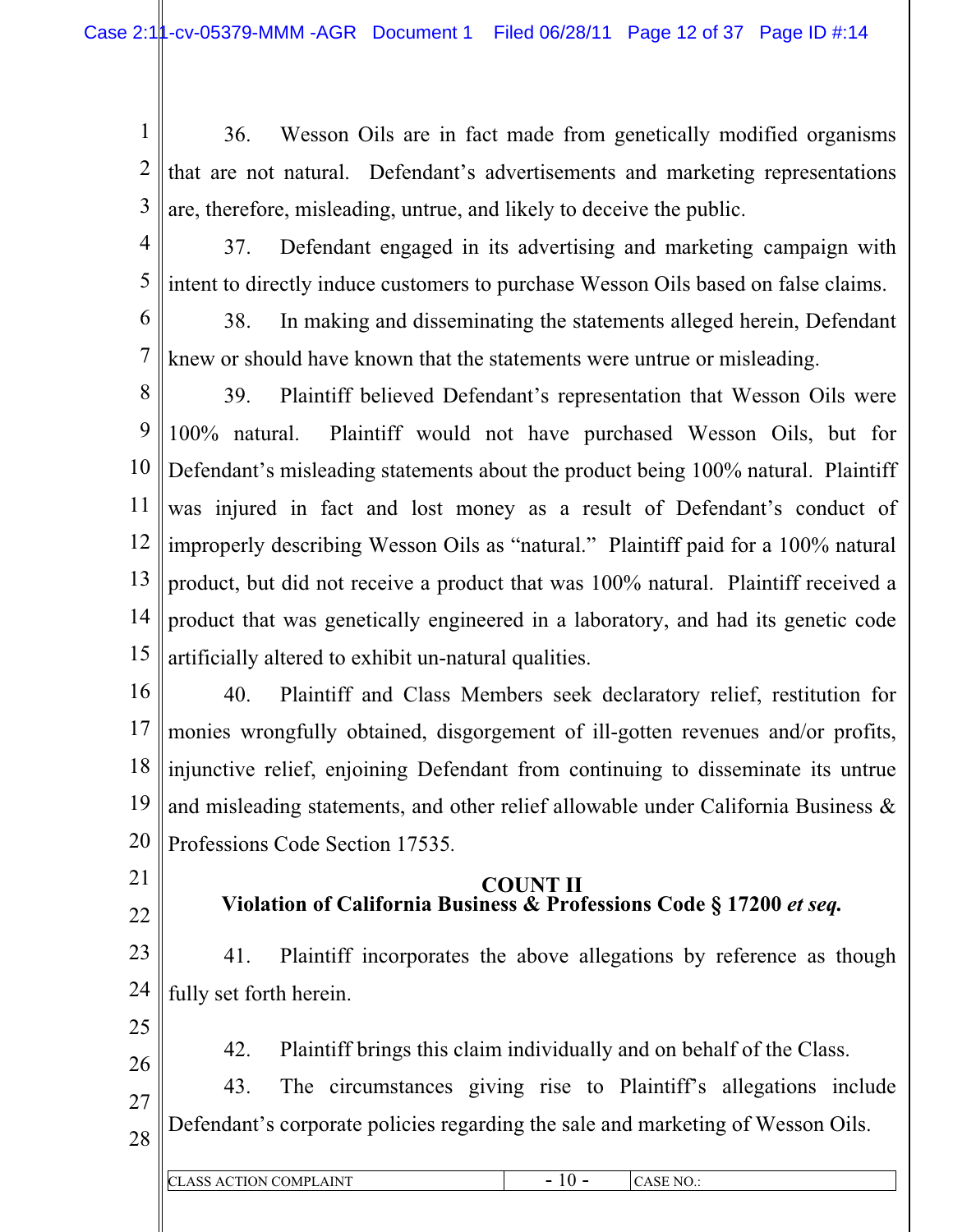36. Wesson Oils are in fact made from genetically modified organisms that are not natural. Defendant's advertisements and marketing representations are, therefore, misleading, untrue, and likely to deceive the public.

37. Defendant engaged in its advertising and marketing campaign with intent to directly induce customers to purchase Wesson Oils based on false claims.

38. In making and disseminating the statements alleged herein, Defendant knew or should have known that the statements were untrue or misleading.

39. Plaintiff believed Defendant's representation that Wesson Oils were 100% natural. Plaintiff would not have purchased Wesson Oils, but for Defendant's misleading statements about the product being 100% natural. Plaintiff was injured in fact and lost money as a result of Defendant's conduct of improperly describing Wesson Oils as "natural." Plaintiff paid for a 100% natural product, but did not receive a product that was 100% natural. Plaintiff received a product that was genetically engineered in a laboratory, and had its genetic code artificially altered to exhibit un-natural qualities.

40. Plaintiff and Class Members seek declaratory relief, restitution for monies wrongfully obtained, disgorgement of ill-gotten revenues and/or profits, injunctive relief, enjoining Defendant from continuing to disseminate its untrue and misleading statements, and other relief allowable under California Business & Professions Code Section 17535.

## COUNT II
## Violation of California Business & Professions Code § 17200 *et seq.*

41. Plaintiff incorporates the above allegations by reference as though fully set forth herein.

42. Plaintiff brings this claim individually and on behalf of the Class.

43. The circumstances giving rise to Plaintiff's allegations include Defendant's corporate policies regarding the sale and marketing of Wesson Oils.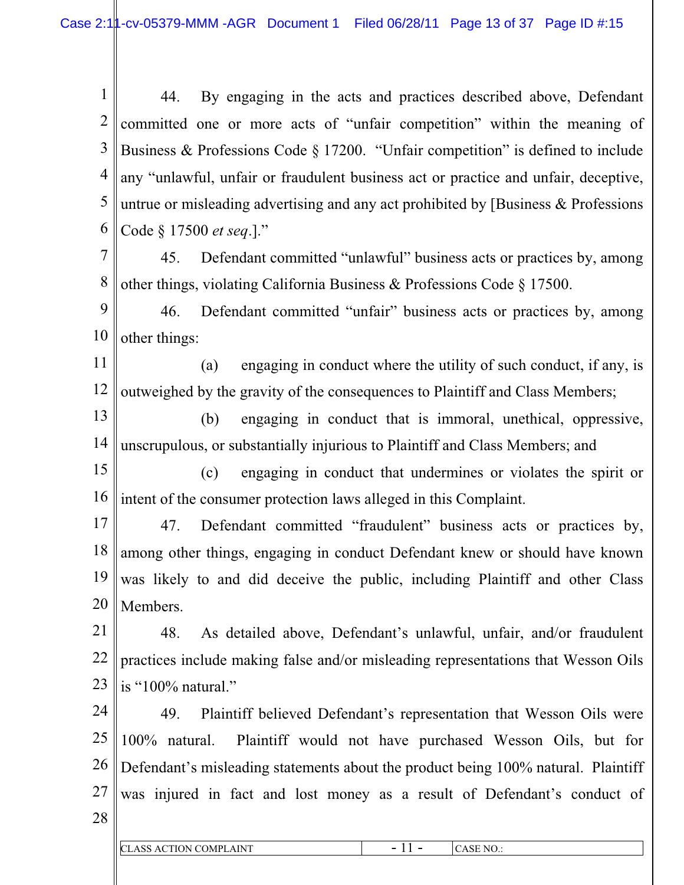44. By engaging in the acts and practices described above, Defendant committed one or more acts of "unfair competition" within the meaning of Business & Professions Code § 17200. "Unfair competition" is defined to include any "unlawful, unfair or fraudulent business act or practice and unfair, deceptive, untrue or misleading advertising and any act prohibited by [Business & Professions Code § 17500 *et seq*.]."

45. Defendant committed "unlawful" business acts or practices by, among other things, violating California Business & Professions Code § 17500.

46. Defendant committed "unfair" business acts or practices by, among other things:

(a) engaging in conduct where the utility of such conduct, if any, is outweighed by the gravity of the consequences to Plaintiff and Class Members;

(b) engaging in conduct that is immoral, unethical, oppressive, unscrupulous, or substantially injurious to Plaintiff and Class Members; and

(c) engaging in conduct that undermines or violates the spirit or intent of the consumer protection laws alleged in this Complaint.

47. Defendant committed "fraudulent" business acts or practices by, among other things, engaging in conduct Defendant knew or should have known was likely to and did deceive the public, including Plaintiff and other Class Members.

48. As detailed above, Defendant's unlawful, unfair, and/or fraudulent practices include making false and/or misleading representations that Wesson Oils is "100% natural."

49. Plaintiff believed Defendant's representation that Wesson Oils were 100% natural. Plaintiff would not have purchased Wesson Oils, but for Defendant's misleading statements about the product being 100% natural. Plaintiff was injured in fact and lost money as a result of Defendant's conduct of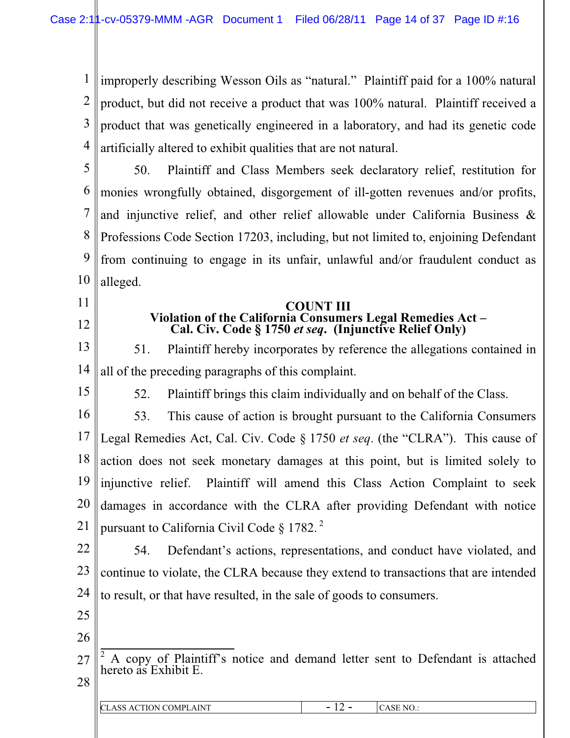improperly describing Wesson Oils as "natural." Plaintiff paid for a 100% natural product, but did not receive a product that was 100% natural. Plaintiff received a product that was genetically engineered in a laboratory, and had its genetic code artificially altered to exhibit qualities that are not natural.

50. Plaintiff and Class Members seek declaratory relief, restitution for monies wrongfully obtained, disgorgement of ill-gotten revenues and/or profits, and injunctive relief, and other relief allowable under California Business & Professions Code Section 17203, including, but not limited to, enjoining Defendant from continuing to engage in its unfair, unlawful and/or fraudulent conduct as alleged.

**COUNT III**
**Violation of the California Consumers Legal Remedies Act – Cal. Civ. Code § 1750 *et seq*. (Injunctive Relief Only)**

51. Plaintiff hereby incorporates by reference the allegations contained in all of the preceding paragraphs of this complaint.

52. Plaintiff brings this claim individually and on behalf of the Class.

53. This cause of action is brought pursuant to the California Consumers Legal Remedies Act, Cal. Civ. Code § 1750 *et seq*. (the "CLRA"). This cause of action does not seek monetary damages at this point, but is limited solely to injunctive relief. Plaintiff will amend this Class Action Complaint to seek damages in accordance with the CLRA after providing Defendant with notice pursuant to California Civil Code § 1782. [2]

54. Defendant's actions, representations, and conduct have violated, and continue to violate, the CLRA because they extend to transactions that are intended to result, or that have resulted, in the sale of goods to consumers.

---

[2] A copy of Plaintiff's notice and demand letter sent to Defendant is attached hereto as Exhibit E.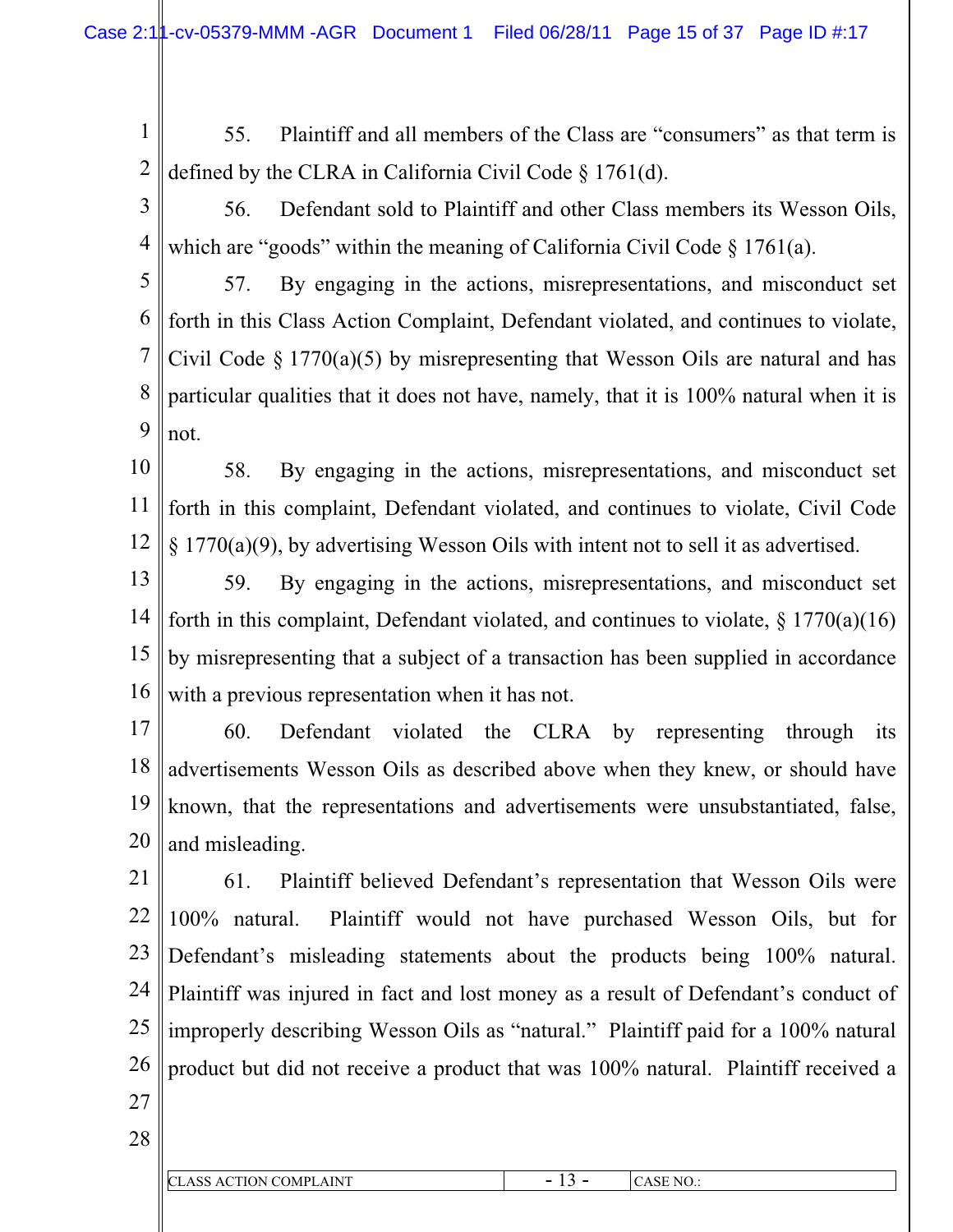55. Plaintiff and all members of the Class are "consumers" as that term is defined by the CLRA in California Civil Code § 1761(d).

56. Defendant sold to Plaintiff and other Class members its Wesson Oils, which are "goods" within the meaning of California Civil Code § 1761(a).

57. By engaging in the actions, misrepresentations, and misconduct set forth in this Class Action Complaint, Defendant violated, and continues to violate, Civil Code § 1770(a)(5) by misrepresenting that Wesson Oils are natural and has particular qualities that it does not have, namely, that it is 100% natural when it is not.

58. By engaging in the actions, misrepresentations, and misconduct set forth in this complaint, Defendant violated, and continues to violate, Civil Code § 1770(a)(9), by advertising Wesson Oils with intent not to sell it as advertised.

59. By engaging in the actions, misrepresentations, and misconduct set forth in this complaint, Defendant violated, and continues to violate, § 1770(a)(16) by misrepresenting that a subject of a transaction has been supplied in accordance with a previous representation when it has not.

60. Defendant violated the CLRA by representing through its advertisements Wesson Oils as described above when they knew, or should have known, that the representations and advertisements were unsubstantiated, false, and misleading.

61. Plaintiff believed Defendant's representation that Wesson Oils were 100% natural. Plaintiff would not have purchased Wesson Oils, but for Defendant's misleading statements about the products being 100% natural. Plaintiff was injured in fact and lost money as a result of Defendant's conduct of improperly describing Wesson Oils as "natural." Plaintiff paid for a 100% natural product but did not receive a product that was 100% natural. Plaintiff received a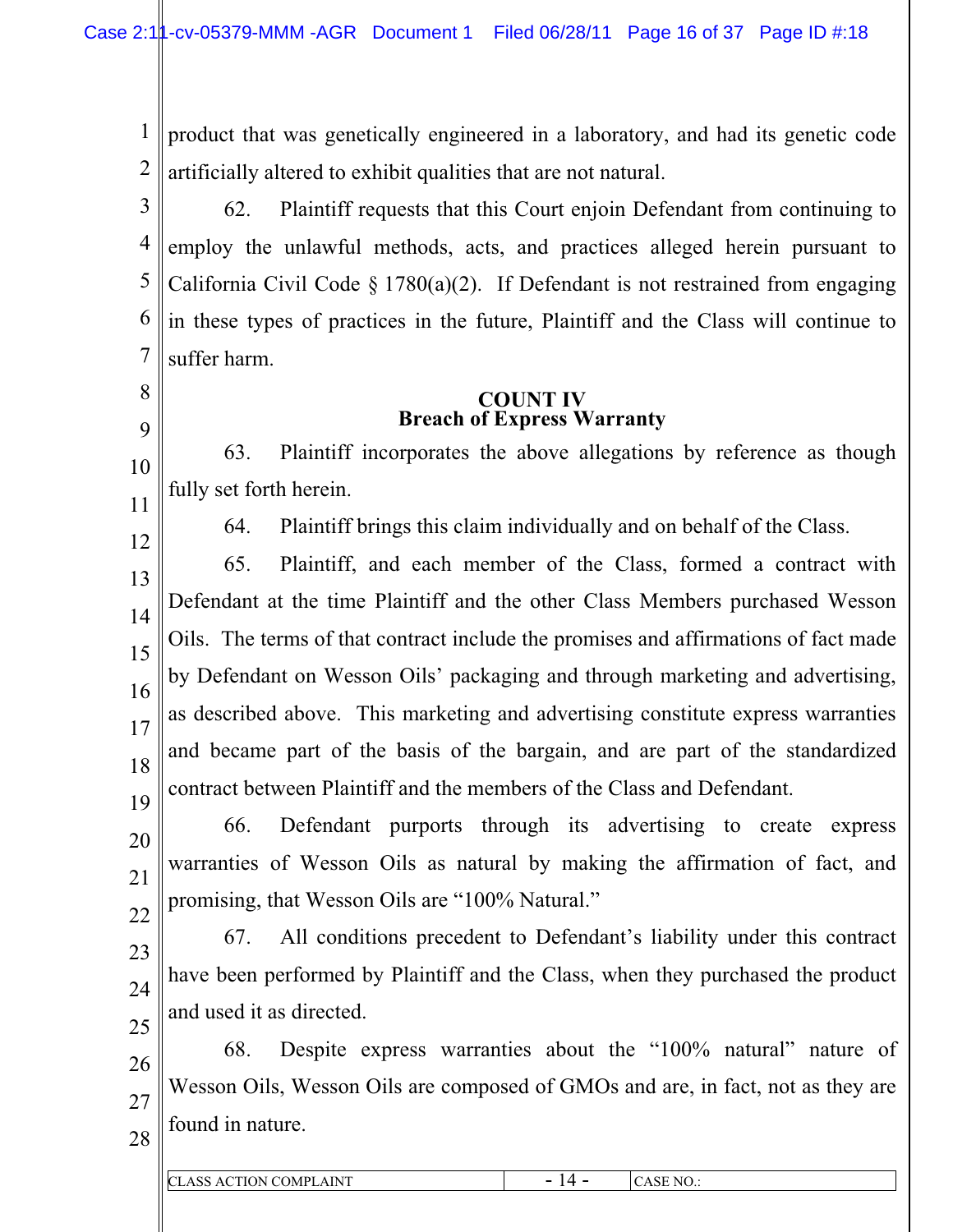product that was genetically engineered in a laboratory, and had its genetic code artificially altered to exhibit qualities that are not natural.

62. Plaintiff requests that this Court enjoin Defendant from continuing to employ the unlawful methods, acts, and practices alleged herein pursuant to California Civil Code § 1780(a)(2). If Defendant is not restrained from engaging in these types of practices in the future, Plaintiff and the Class will continue to suffer harm.

**COUNT IV**
**Breach of Express Warranty**

63. Plaintiff incorporates the above allegations by reference as though fully set forth herein.

64. Plaintiff brings this claim individually and on behalf of the Class.

65. Plaintiff, and each member of the Class, formed a contract with Defendant at the time Plaintiff and the other Class Members purchased Wesson Oils. The terms of that contract include the promises and affirmations of fact made by Defendant on Wesson Oils' packaging and through marketing and advertising, as described above. This marketing and advertising constitute express warranties and became part of the basis of the bargain, and are part of the standardized contract between Plaintiff and the members of the Class and Defendant.

66. Defendant purports through its advertising to create express warranties of Wesson Oils as natural by making the affirmation of fact, and promising, that Wesson Oils are "100% Natural."

67. All conditions precedent to Defendant's liability under this contract have been performed by Plaintiff and the Class, when they purchased the product and used it as directed.

68. Despite express warranties about the "100% natural" nature of Wesson Oils, Wesson Oils are composed of GMOs and are, in fact, not as they are found in nature.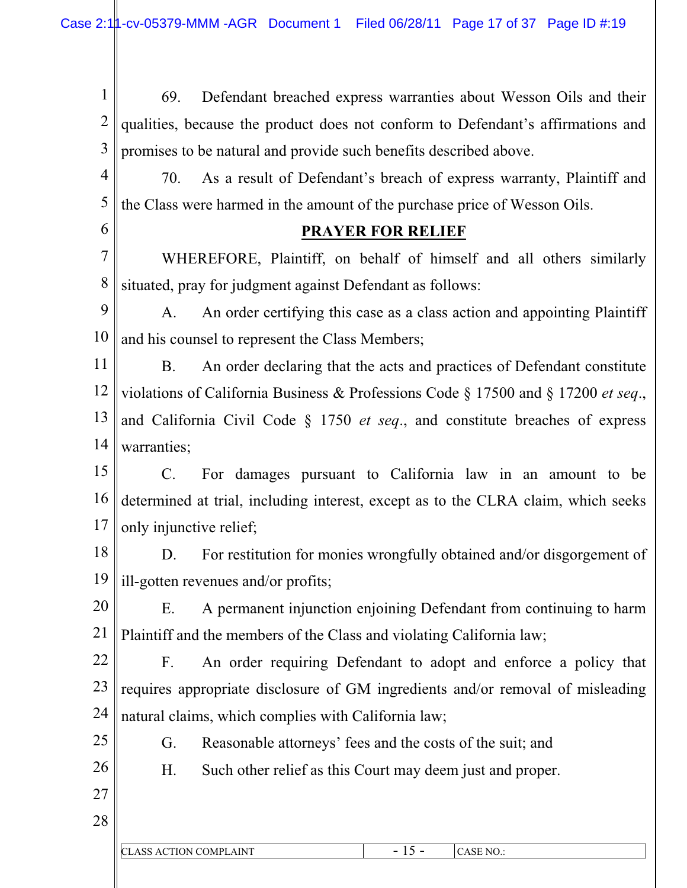69. Defendant breached express warranties about Wesson Oils and their qualities, because the product does not conform to Defendant's affirmations and promises to be natural and provide such benefits described above.

70. As a result of Defendant's breach of express warranty, Plaintiff and the Class were harmed in the amount of the purchase price of Wesson Oils.

## PRAYER FOR RELIEF

WHEREFORE, Plaintiff, on behalf of himself and all others similarly situated, pray for judgment against Defendant as follows:

A. An order certifying this case as a class action and appointing Plaintiff and his counsel to represent the Class Members;

B. An order declaring that the acts and practices of Defendant constitute violations of California Business & Professions Code § 17500 and § 17200 *et seq*., and California Civil Code § 1750 *et seq*., and constitute breaches of express warranties;

C. For damages pursuant to California law in an amount to be determined at trial, including interest, except as to the CLRA claim, which seeks only injunctive relief;

D. For restitution for monies wrongfully obtained and/or disgorgement of ill-gotten revenues and/or profits;

E. A permanent injunction enjoining Defendant from continuing to harm Plaintiff and the members of the Class and violating California law;

F. An order requiring Defendant to adopt and enforce a policy that requires appropriate disclosure of GM ingredients and/or removal of misleading natural claims, which complies with California law;

G. Reasonable attorneys' fees and the costs of the suit; and

H. Such other relief as this Court may deem just and proper.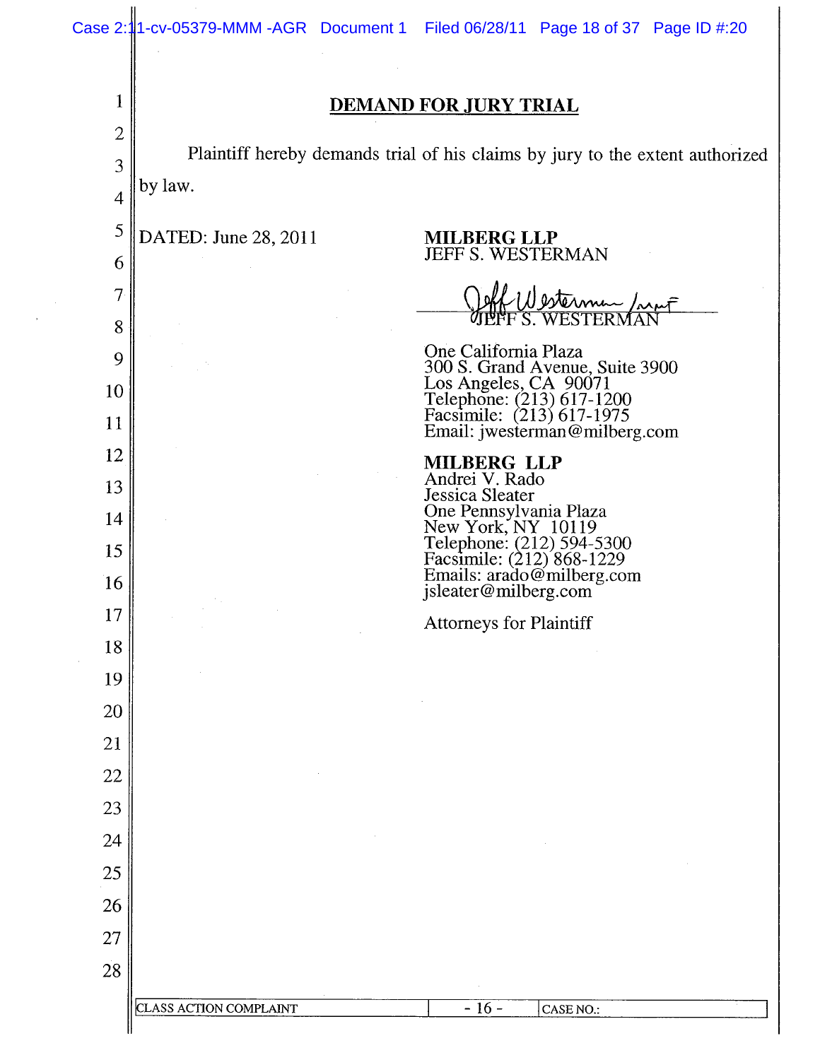## DEMAND FOR JURY TRIAL

Plaintiff hereby demands trial of his claims by jury to the extent authorized by law.

DATED: June 28, 2011

**MILBERG LLP**
JEFF S. WESTERMAN

JEFF S. WESTERMAN

One California Plaza
300 S. Grand Avenue, Suite 3900
Los Angeles, CA 90071
Telephone: (213) 617-1200
Facsimile: (213) 617-1975
Email: jwesterman@milberg.com

**MILBERG LLP**
Andrei V. Rado
Jessica Sleater
One Pennsylvania Plaza
New York, NY 10119
Telephone: (212) 594-5300
Facsimile: (212) 868-1229
Emails: arado@milberg.com
jsleater@milberg.com

Attorneys for Plaintiff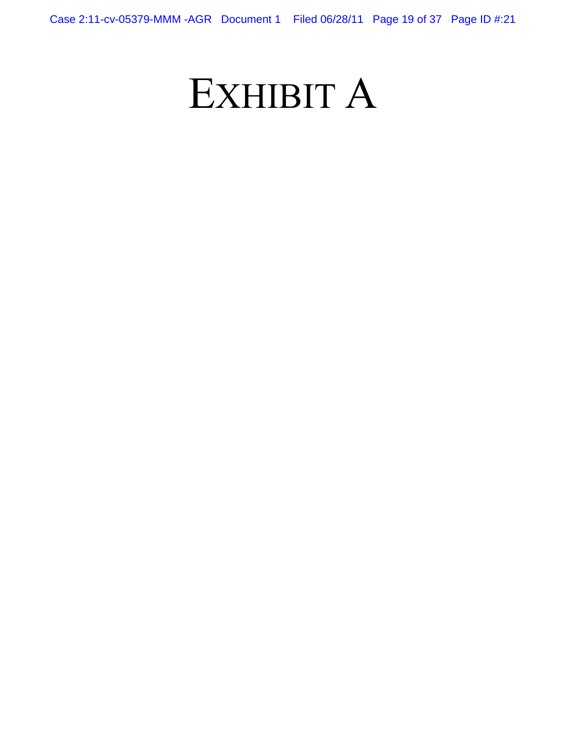# EXHIBIT A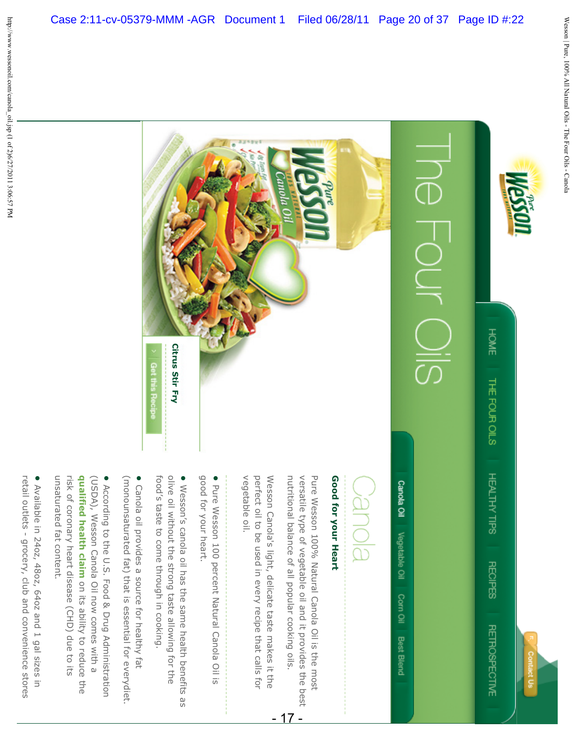Pure Wesson

HOME | THE FOUR OILS | HEALTHY TIPS | RECIPES | RETROSPECTIVE

Contact Us

# The Four Oils

Canola Oil | Vegetable Oil | Corn Oil | Best Blend

Citrus Stir Fry

Get this Recipe

## Canola

**Good for your Heart**

Pure Wesson 100% Natural Canola Oil is the most versatile type of vegetable oil and it provides the best nutritional balance of all popular cooking oils.

Wesson Canola's light, delicate taste makes it the perfect oil to be used in every recipe that calls for vegetable oil.

- Pure Wesson 100 percent Natural Canola Oil is good for your heart.
- Wesson's canola oil has the same health benefits as olive oil without the strong taste allowing for the food's taste to come through in cooking.
- Canola oil provides a source for healthy fat (monounsaturated fat) that is essential for everydiet.
- According to the U.S. Food & Drug Administration (USDA), Wesson Canola Oil now comes with a **qualified health claim** on its ability to reduce the risk of coronary heart disease (CHD) due to its unsaturated fat content.
- Available in 24oz, 48oz, 64oz and 1 gal sizes in retail outlets - grocery, club and convenience stores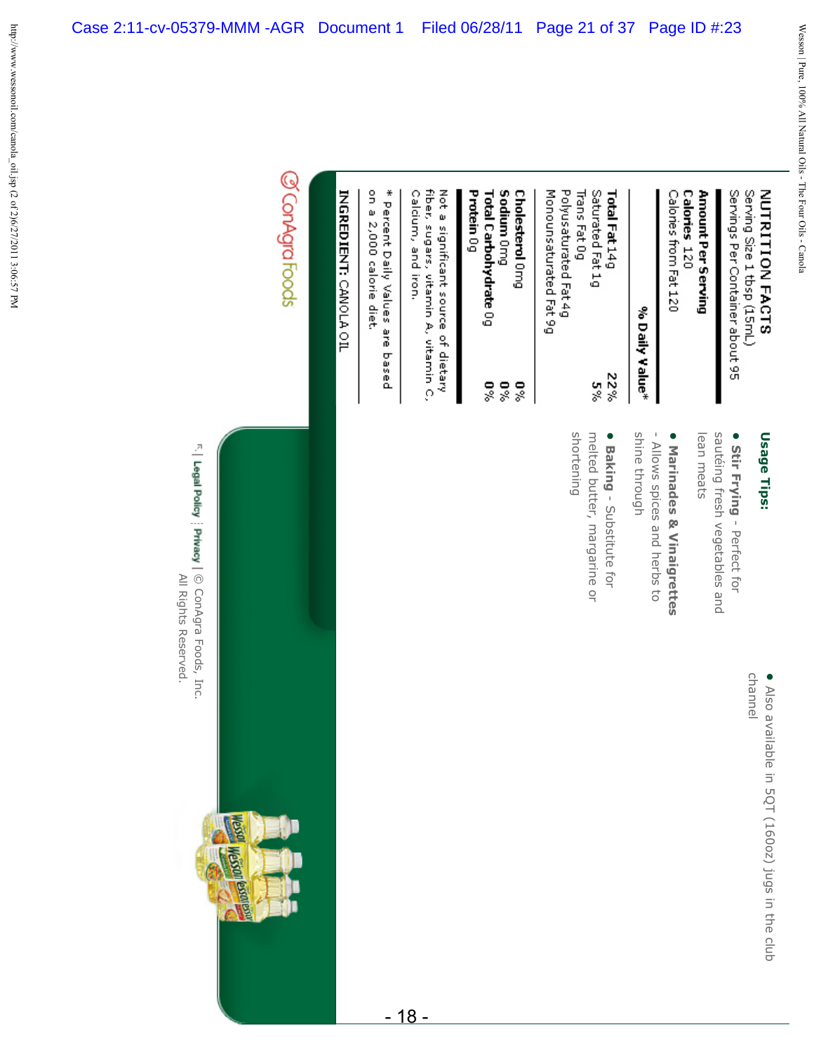## NUTRITION FACTS

Serving Size 1 tbsp (15mL)
Servings Per Container about 95

| **Amount Per Serving** | |
|---|---|
| **Calories** 120 | |
| Calories from Fat 120 | |
| | **% Daily Value*** |
| **Total Fat** 14g | **22%** |
| Saturated Fat 1g | **5%** |
| Trans Fat 0g | |
| Polyunsaturated Fat 4g | |
| Monounsaturated Fat 9g | |
| **Cholesterol** 0mg | **0%** |
| **Sodium** 0mg | **0%** |
| **Total Carbohydrate** 0g | **0%** |
| **Protein** 0g | |

Not a significant source of dietary fiber, sugars, vitamin A, vitamin C, Calcium, and iron.

* Percent Daily Values are based on a 2,000 calorie diet.

**INGREDIENT:** CANOLA OIL

### Usage Tips:

- **Stir Frying** - Perfect for sautéing fresh vegetables and lean meats
- **Marinades & Vinaigrettes** - Allows spices and herbs to shine through
- **Baking** - Substitute for melted butter, margarine or shortening

- Also available in 5QT (160oz) jugs in the club channel

ConAgra Foods

Legal Policy | Privacy | © ConAgra Foods, Inc. All Rights Reserved.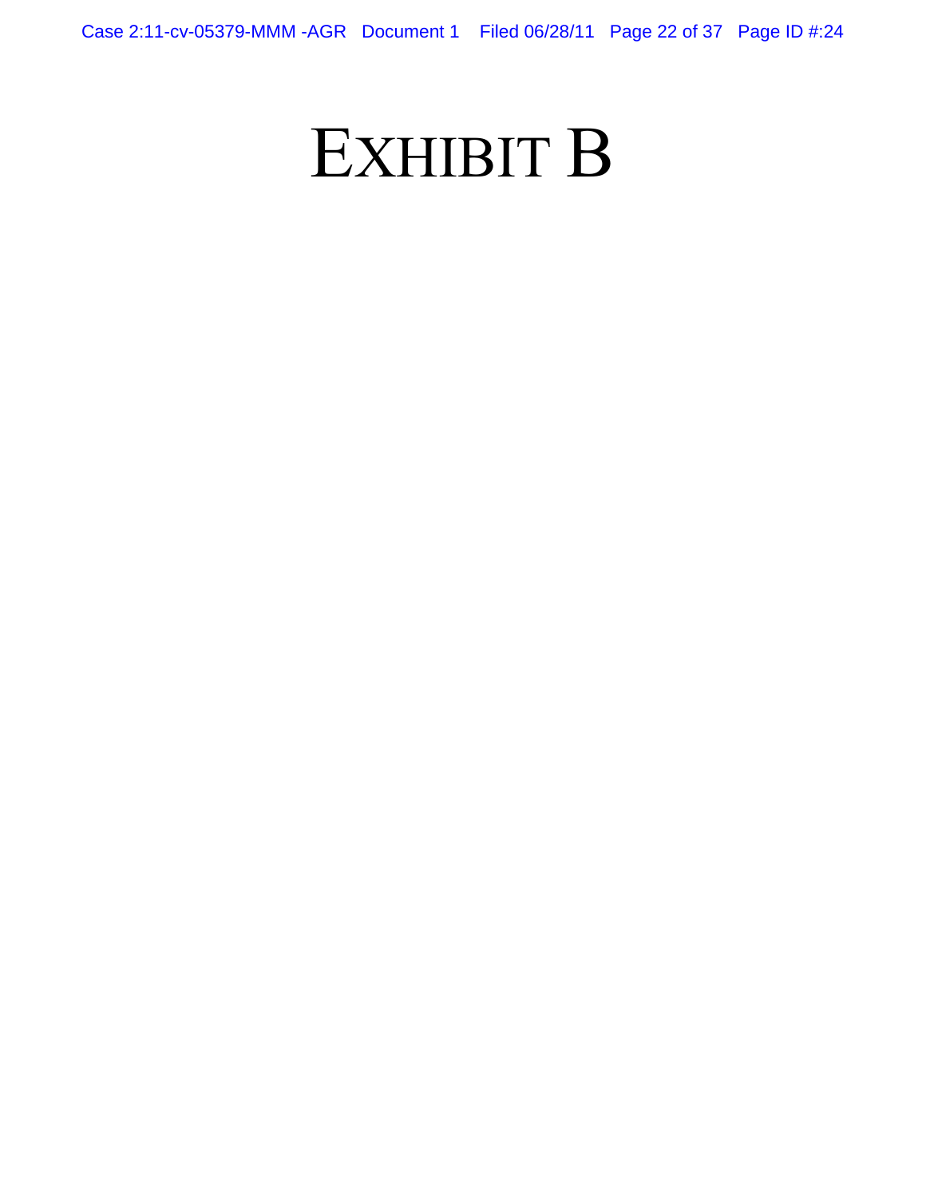# EXHIBIT B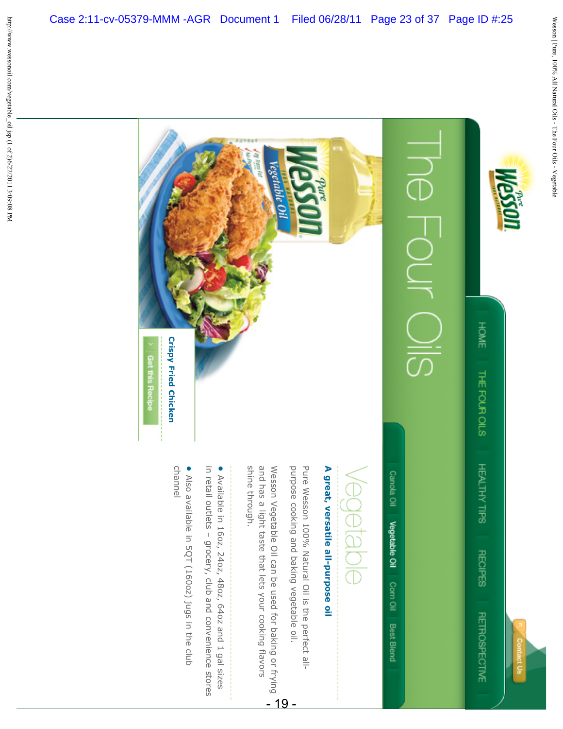Pure Wesson

HOME | THE FOUR OILS | HEALTHY TIPS | RECIPES | RETROSPECTIVE

Contact Us

# The Four Oils

Canola Oil | Vegetable Oil | Corn Oil | Best Blend

## Vegetable

**A great, versatile all-purpose oil**

Pure Wesson 100% Natural Oil is the perfect all-purpose cooking and baking vegetable oil.

Wesson Vegetable Oil can be used for baking or frying and has a light taste that lets your cooking flavors shine through.

- Available in 16oz, 24oz, 48oz, 64oz and 1 gal sizes in retail outlets – grocery, club and convenience stores
- Also available in 5QT (160oz) jugs in the club channel

**Crispy Fried Chicken**

Get this Recipe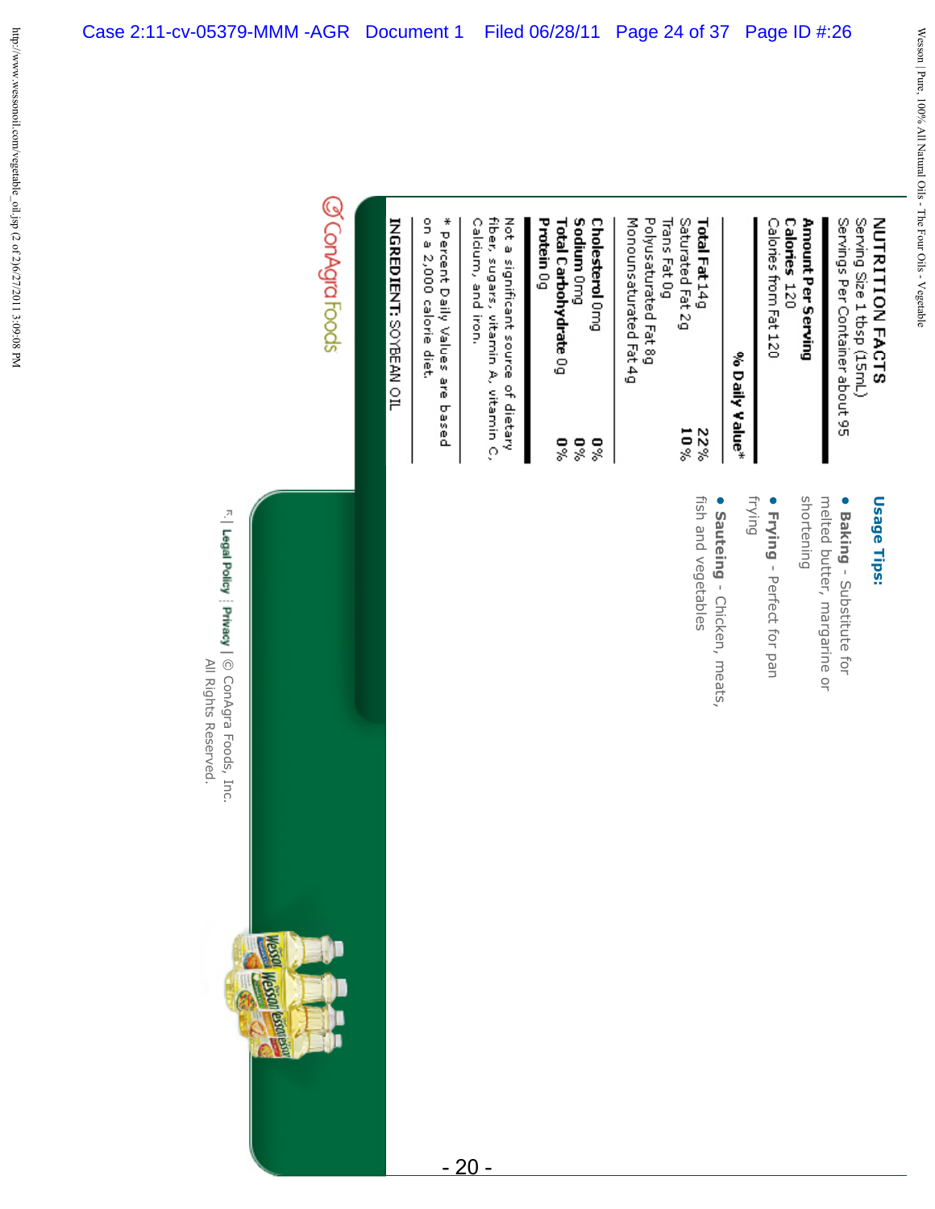**NUTRITION FACTS**
Serving Size 1 tbsp (15mL)
Servings Per Container about 95

**Amount Per Serving**
**Calories** 120
Calories from Fat 120

| | **% Daily Value*** |
|---|---|
| **Total Fat** 14g | **22%** |
| Saturated Fat 2g | **10%** |
| Trans Fat 0g | |
| Polyunsaturated Fat 8g | |
| Monounsaturated Fat 4g | |
| **Cholesterol** 0mg | **0%** |
| **Sodium** 0mg | **0%** |
| **Total Carbohydrate** 0g | **0%** |
| **Protein** 0g | |

Not a significant source of dietary fiber, sugars, vitamin A, vitamin C, Calcium, and iron.

* Percent Daily Values are based on a 2,000 calorie diet.

**INGREDIENT:** SOYBEAN OIL

**Usage Tips:**

- **Baking** - Substitute for melted butter, margarine or shortening
- **Frying** - Perfect for pan frying
- **Sauteing** - Chicken, meats, fish and vegetables

ConAgra Foods

| **Legal Policy** | **Privacy** | © ConAgra Foods, Inc. All Rights Reserved.

- 20 -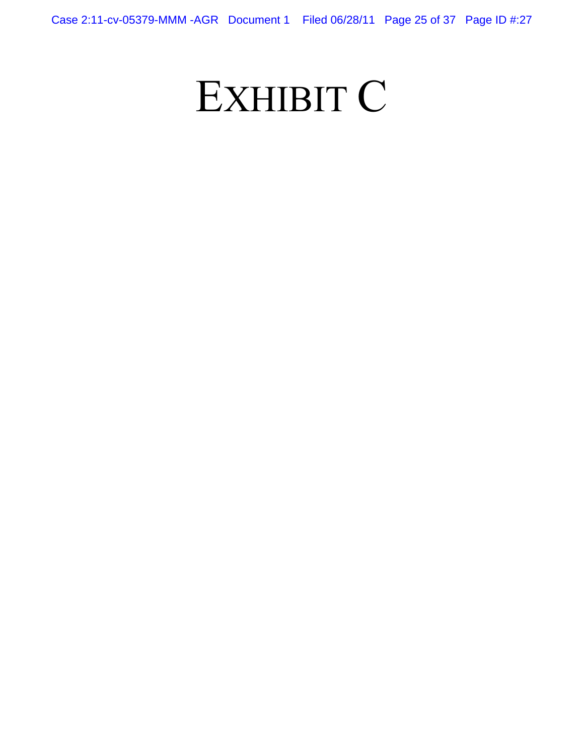# EXHIBIT C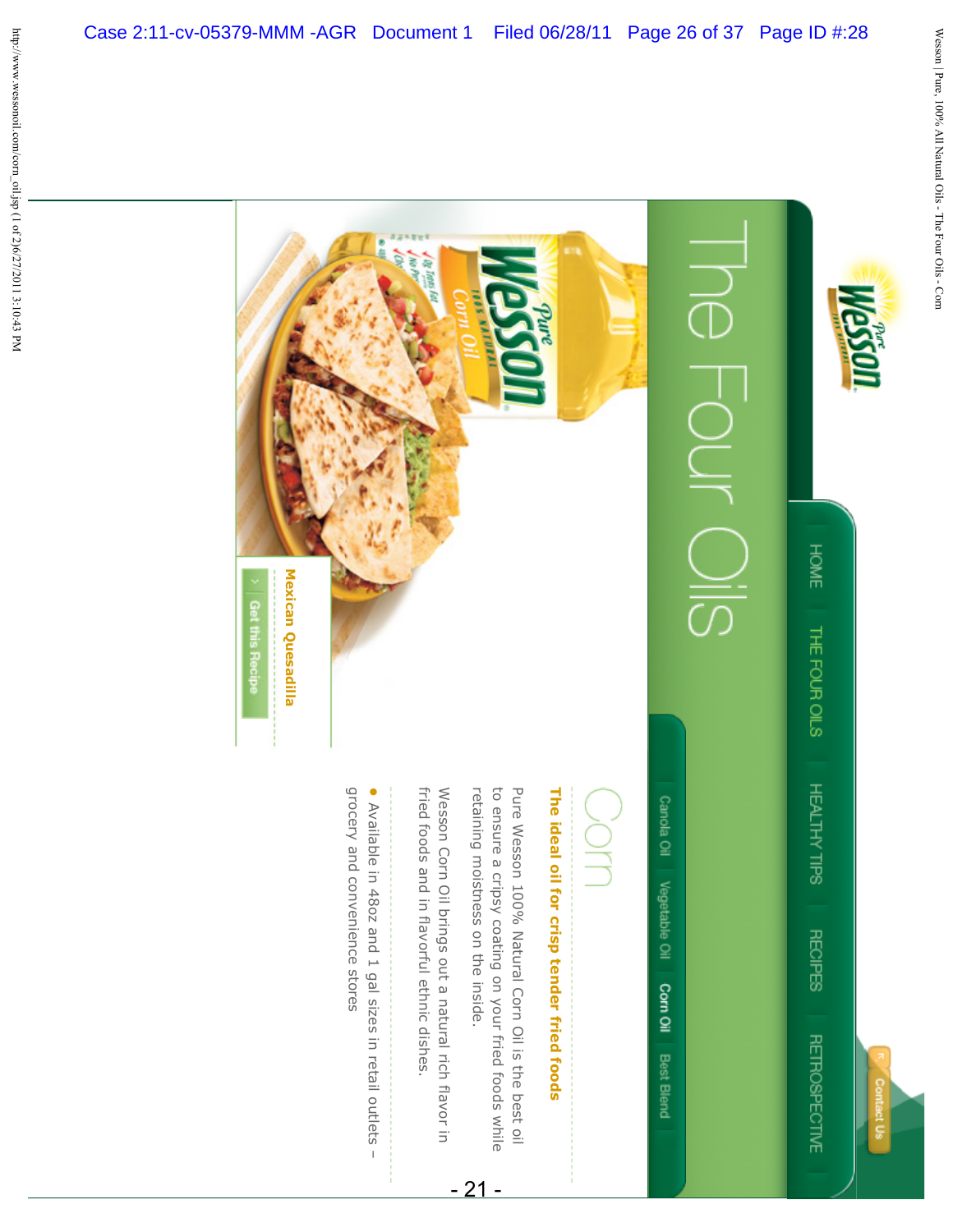HOME | THE FOUR OILS | HEALTHY TIPS | RECIPES | RETROSPECTIVE

Contact Us

# The Four Oils

Canola Oil | Vegetable Oil | **Corn Oil** | Best Blend

Mexican Quesadilla

Get this Recipe

## Corn

**The ideal oil for crisp tender fried foods**

Pure Wesson 100% Natural Corn Oil is the best oil to ensure a cripsy coating on your fried foods while retaining moistness on the inside.

Wesson Corn Oil brings out a natural rich flavor in fried foods and in flavorful ethnic dishes.

- Available in 48oz and 1 gal sizes in retail outlets – grocery and convenience stores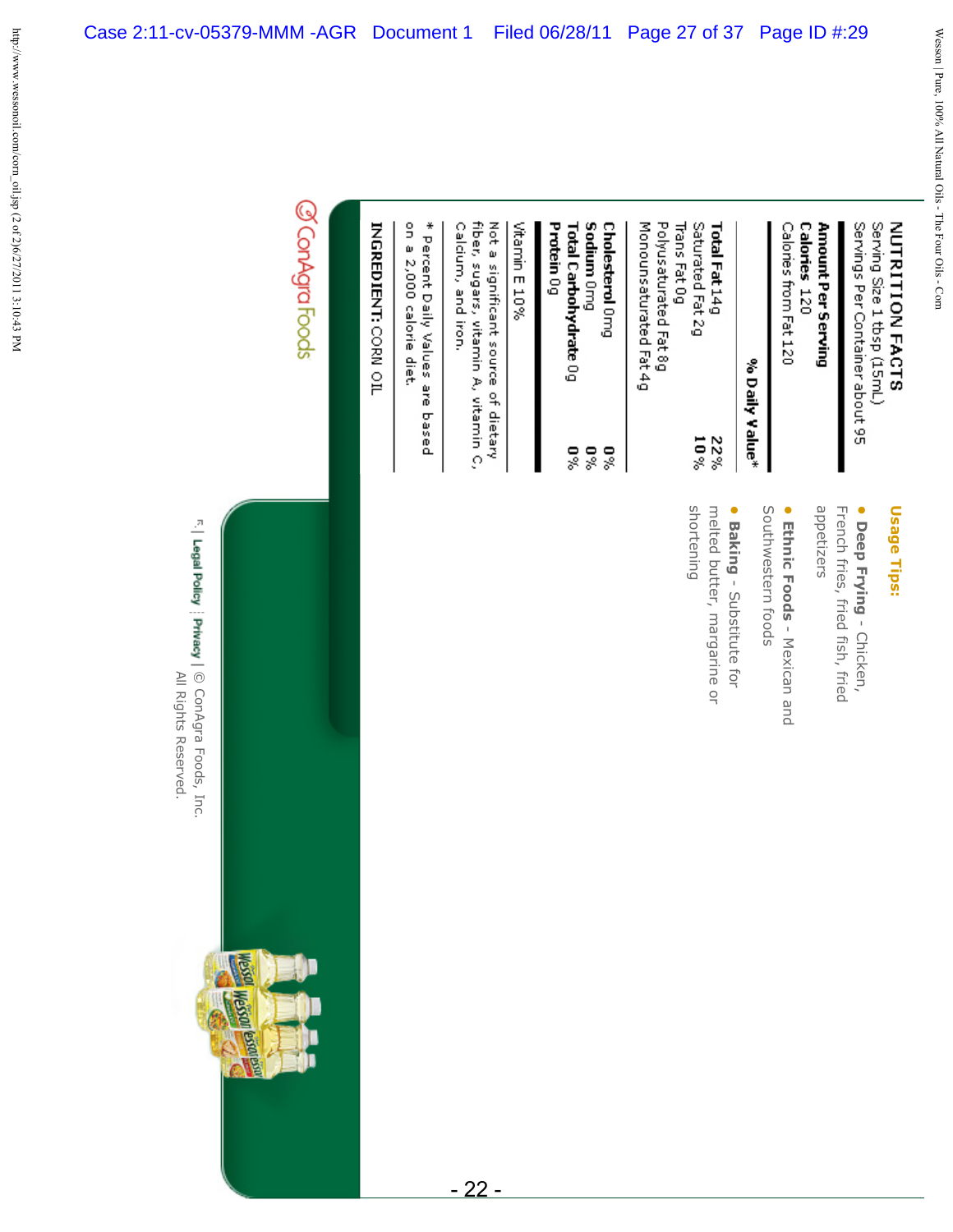**NUTRITION FACTS**
Serving Size 1 tbsp (15mL)
Servings Per Container about 95

| | |
|---|---|
| **Amount Per Serving** | |
| **Calories** 120 | |
| Calories from Fat 120 | |
| | **% Daily Value*** |
| **Total Fat** 14g | 22% |
| Saturated Fat 2g | 10% |
| Trans Fat 0g | |
| Polyusaturated Fat 8g | |
| Monounsaturated Fat 4g | |
| **Cholesterol** 0mg | 0% |
| **Sodium** 0mg | 0% |
| **Total Carbohydrate** 0g | 0% |
| **Protein** 0g | |
| Vitamin E 10% | |

Not a significant source of dietary fiber, sugars, vitamin A, vitamin C, Calcium, and iron.

* Percent Daily Values are based on a 2,000 calorie diet.

**INGREDIENT:** CORN OIL

**Usage Tips:**

- **Deep Frying** - Chicken, French fries, fried fish, fried appetizers
- **Ethnic Foods** - Mexican and Southwestern foods
- **Baking** - Substitute for melted butter, margarine or shortening

ConAgra Foods

| Legal Policy | Privacy | © ConAgra Foods, Inc. All Rights Reserved.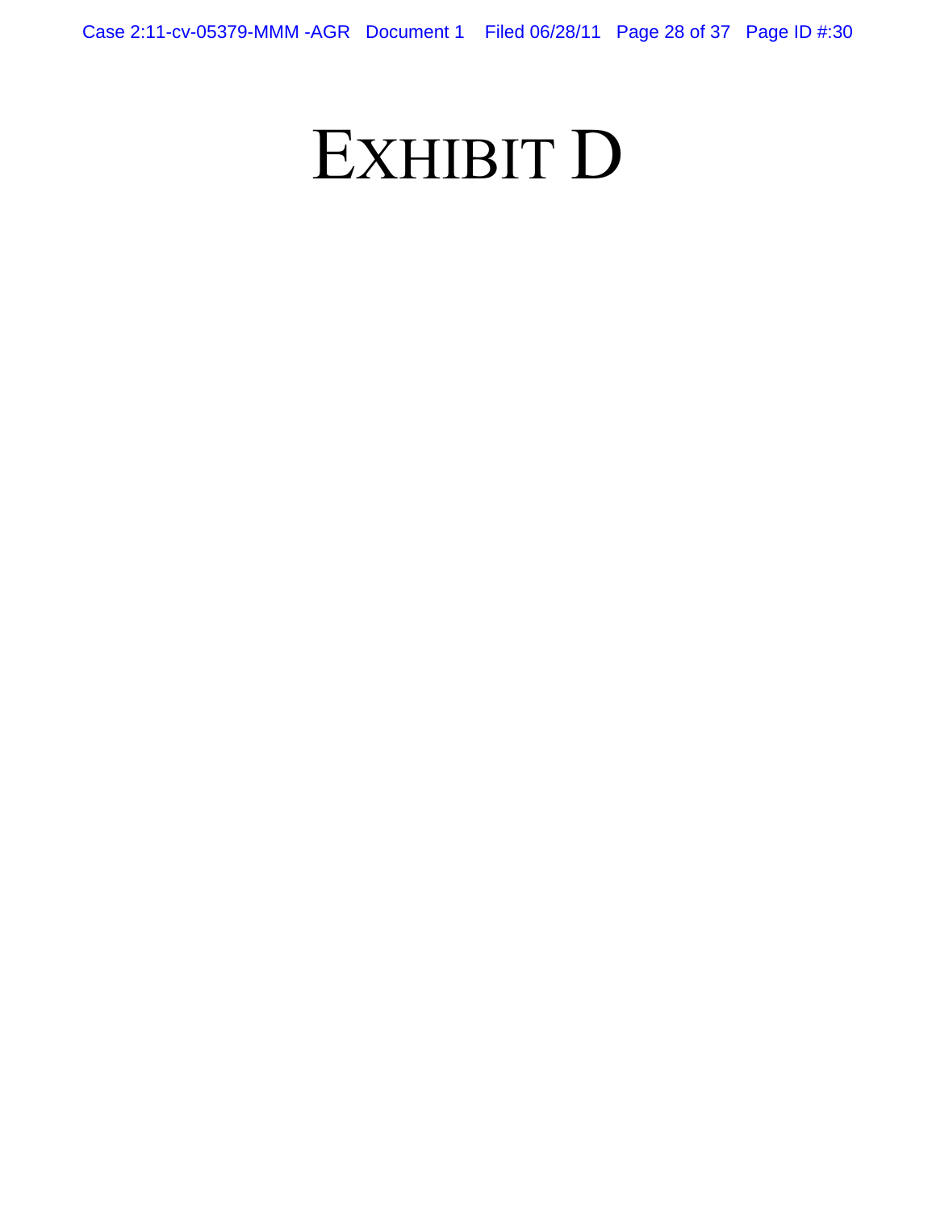# EXHIBIT D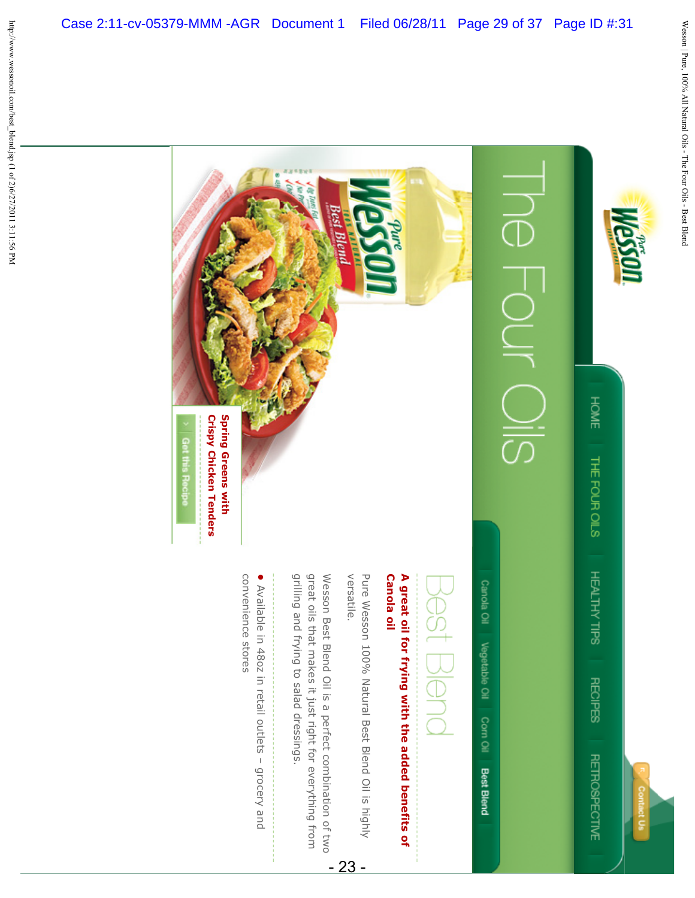Pure Wesson

HOME | THE FOUR OILS | HEALTHY TIPS | RECIPES | RETROSPECTIVE

Contact Us

# The Four Oils

Canola Oil | Vegetable Oil | Corn Oil | **Best Blend**

## Best Blend

**A great oil for frying with the added benefits of Canola oil**

Pure Wesson 100% Natural Best Blend Oil is highly versatile.

Wesson Best Blend Oil is a perfect combination of two great oils that makes it just right for everything from grilling and frying to salad dressings.

- Available in 48oz in retail outlets – grocery and convenience stores

**Spring Greens with Crispy Chicken Tenders**

Get this Recipe

- 23 -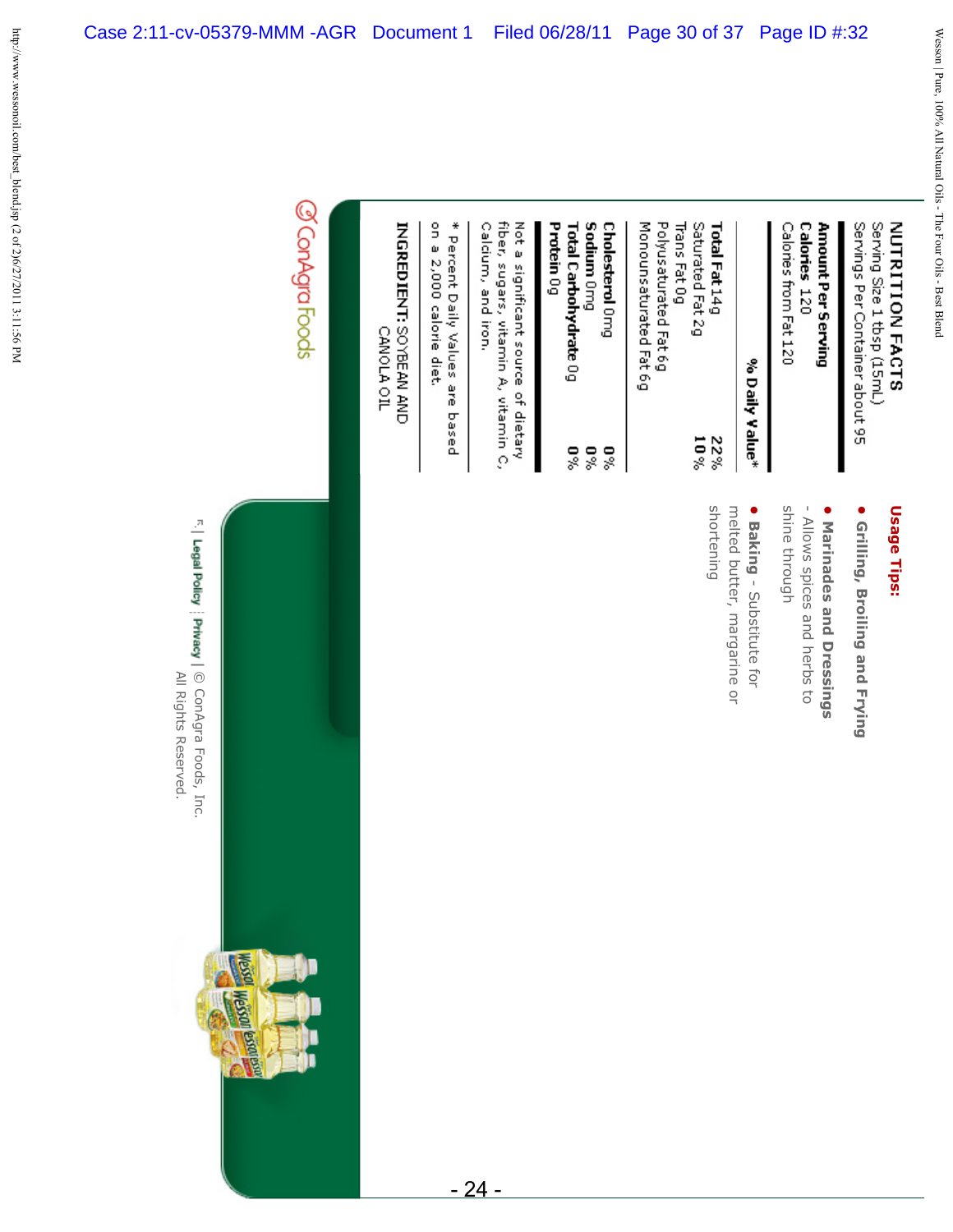**NUTRITION FACTS**
Serving Size 1 tbsp (15mL)
Servings Per Container about 95

| **Amount Per Serving** | |
|---|---|
| **Calories** 120 | |
| Calories from Fat 120 | |
| | **% Daily Value*** |
| **Total Fat** 14g | 22% |
| Saturated Fat 2g | 10% |
| Trans Fat 0g | |
| Polyunsaturated Fat 6g | |
| Monounsaturated Fat 6g | |
| **Cholesterol** 0mg | 0% |
| **Sodium** 0mg | 0% |
| **Total Carbohydrate** 0g | 0% |
| **Protein** 0g | |

Not a significant source of dietary fiber, sugars, vitamin A, vitamin C, Calcium, and iron.

* Percent Daily Values are based on a 2,000 calorie diet.

**INGREDIENT:** SOYBEAN AND CANOLA OIL

**Usage Tips:**

- **Grilling, Broiling and Frying**
- **Marinades and Dressings** - Allows spices and herbs to shine through
- **Baking** - Substitute for melted butter, margarine or shortening

ConAgra Foods

| Legal Policy | Privacy | © ConAgra Foods, Inc. All Rights Reserved.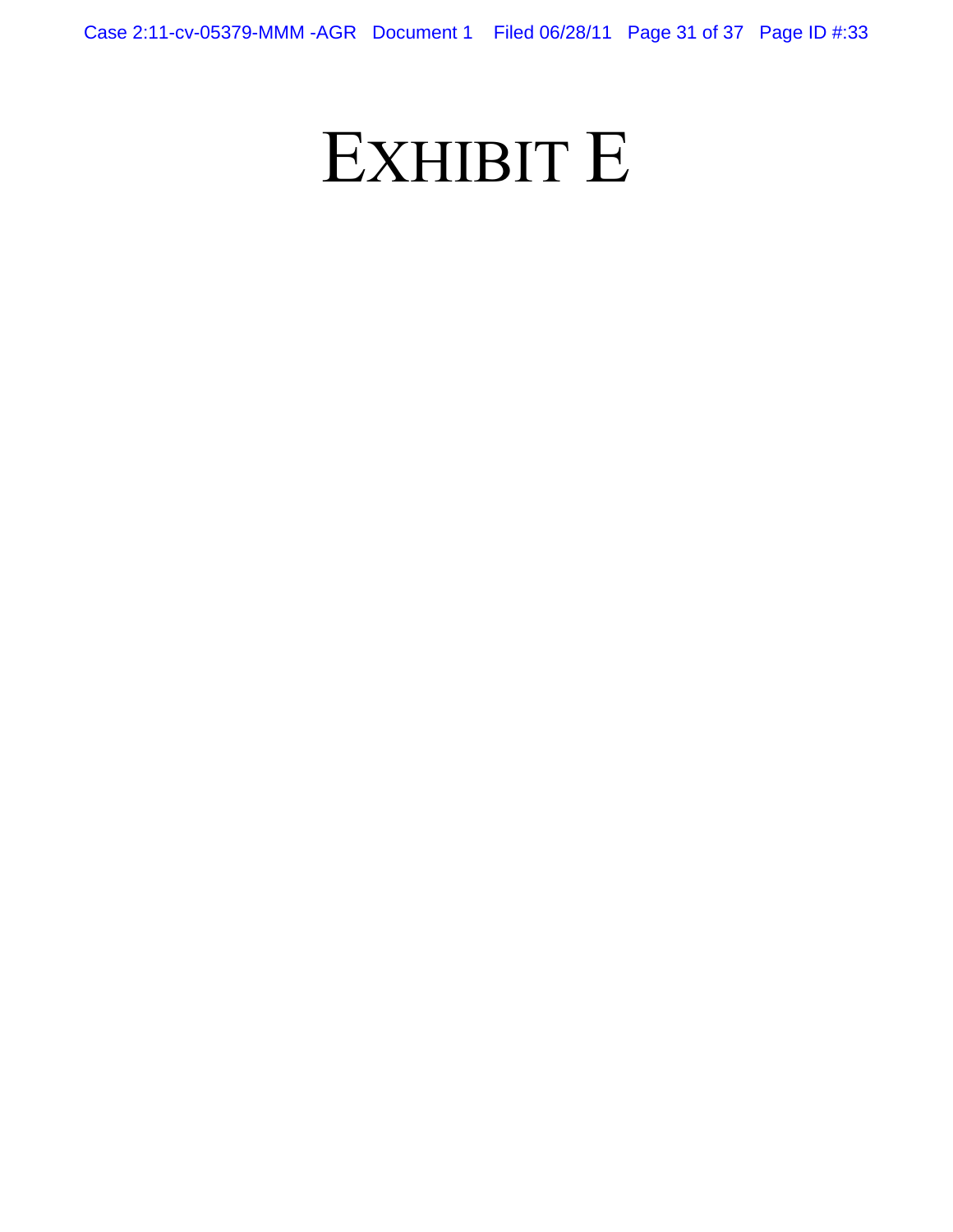# EXHIBIT E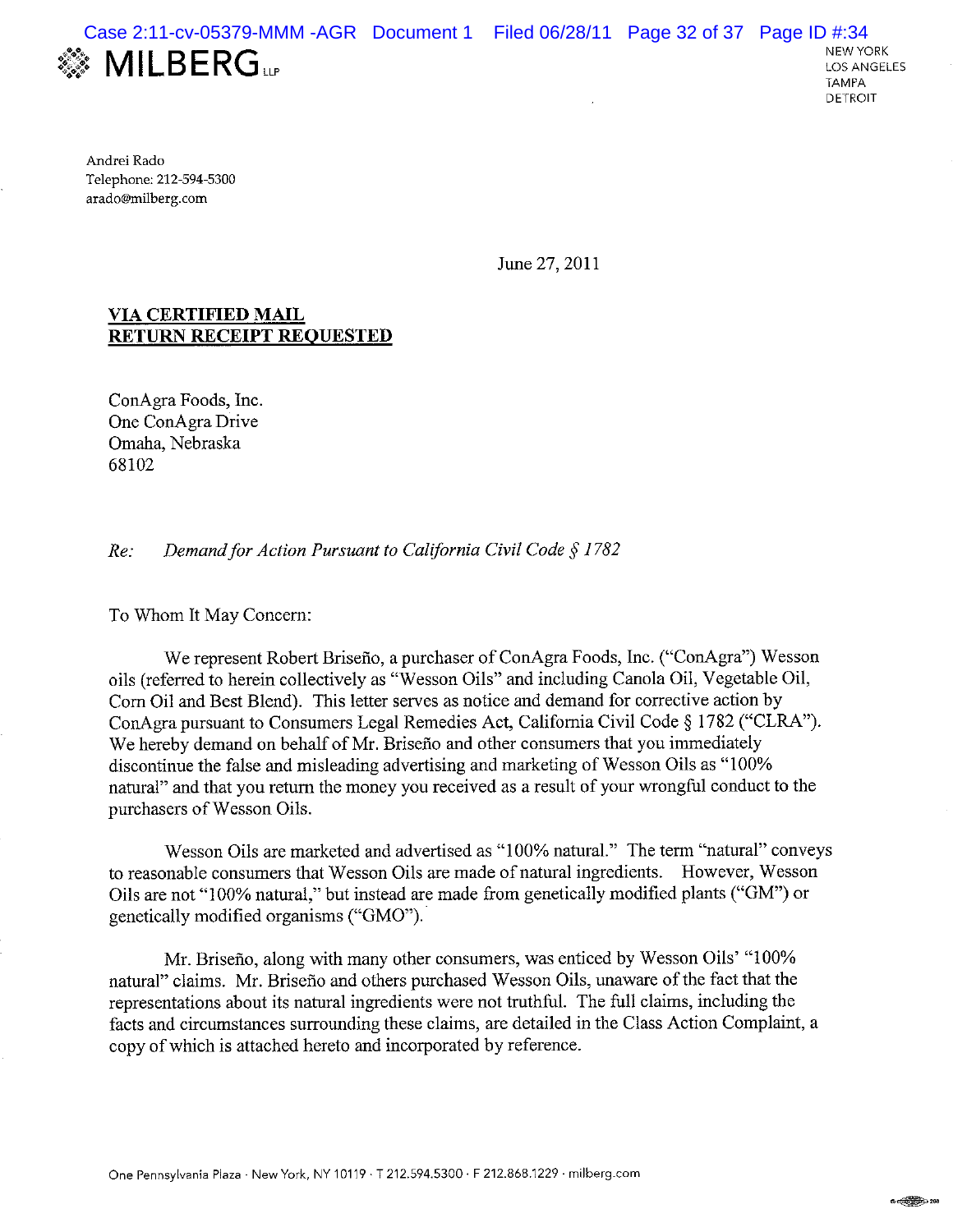**MILBERG** LLP

NEW YORK
LOS ANGELES
TAMPA
DETROIT

Andrei Rado
Telephone: 212-594-5300
arado@milberg.com

June 27, 2011

**VIA CERTIFIED MAIL**
**RETURN RECEIPT REQUESTED**

ConAgra Foods, Inc.
One ConAgra Drive
Omaha, Nebraska
68102

*Re: Demand for Action Pursuant to California Civil Code § 1782*

To Whom It May Concern:

We represent Robert Briseño, a purchaser of ConAgra Foods, Inc. ("ConAgra") Wesson oils (referred to herein collectively as "Wesson Oils" and including Canola Oil, Vegetable Oil, Corn Oil and Best Blend). This letter serves as notice and demand for corrective action by ConAgra pursuant to Consumers Legal Remedies Act, California Civil Code § 1782 ("CLRA"). We hereby demand on behalf of Mr. Briseño and other consumers that you immediately discontinue the false and misleading advertising and marketing of Wesson Oils as "100% natural" and that you return the money you received as a result of your wrongful conduct to the purchasers of Wesson Oils.

Wesson Oils are marketed and advertised as "100% natural." The term "natural" conveys to reasonable consumers that Wesson Oils are made of natural ingredients. However, Wesson Oils are not "100% natural," but instead are made from genetically modified plants ("GM") or genetically modified organisms ("GMO").

Mr. Briseño, along with many other consumers, was enticed by Wesson Oils' "100% natural" claims. Mr. Briseño and others purchased Wesson Oils, unaware of the fact that the representations about its natural ingredients were not truthful. The full claims, including the facts and circumstances surrounding these claims, are detailed in the Class Action Complaint, a copy of which is attached hereto and incorporated by reference.

One Pennsylvania Plaza · New York, NY 10119 · T 212.594.5300 · F 212.868.1229 · milberg.com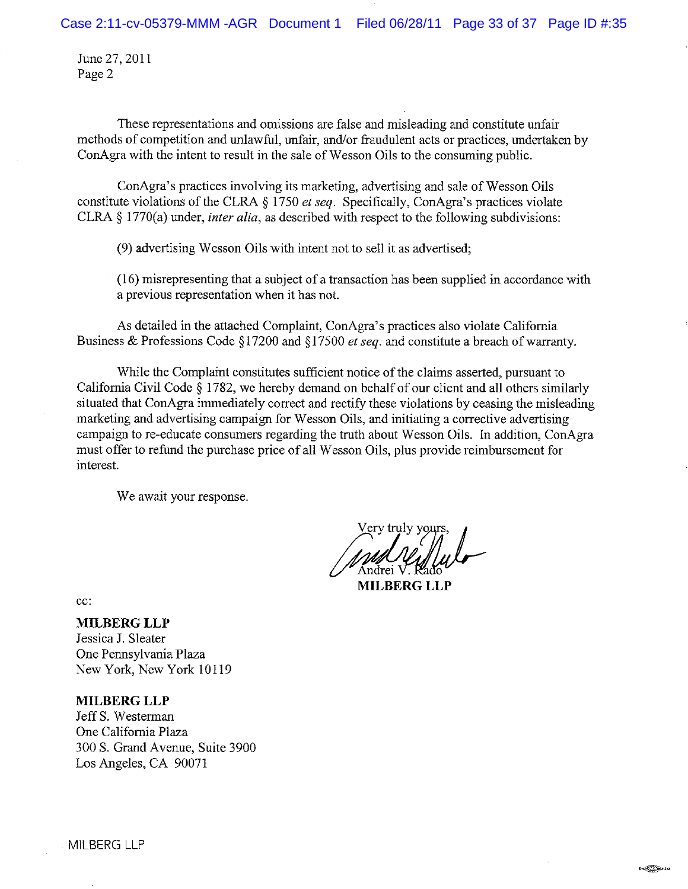June 27, 2011
Page 2

These representations and omissions are false and misleading and constitute unfair methods of competition and unlawful, unfair, and/or fraudulent acts or practices, undertaken by ConAgra with the intent to result in the sale of Wesson Oils to the consuming public.

ConAgra's practices involving its marketing, advertising and sale of Wesson Oils constitute violations of the CLRA § 1750 *et seq*. Specifically, ConAgra's practices violate CLRA § 1770(a) under, *inter alia*, as described with respect to the following subdivisions:

(9) advertising Wesson Oils with intent not to sell it as advertised;

(16) misrepresenting that a subject of a transaction has been supplied in accordance with a previous representation when it has not.

As detailed in the attached Complaint, ConAgra's practices also violate California Business & Professions Code §17200 and §17500 *et seq*. and constitute a breach of warranty.

While the Complaint constitutes sufficient notice of the claims asserted, pursuant to California Civil Code § 1782, we hereby demand on behalf of our client and all others similarly situated that ConAgra immediately correct and rectify these violations by ceasing the misleading marketing and advertising campaign for Wesson Oils, and initiating a corrective advertising campaign to re-educate consumers regarding the truth about Wesson Oils. In addition, ConAgra must offer to refund the purchase price of all Wesson Oils, plus provide reimbursement for interest.

We await your response.

Very truly yours,

Andrei V. Rado
**MILBERG LLP**

cc:

**MILBERG LLP**
Jessica J. Sleater
One Pennsylvania Plaza
New York, New York 10119

**MILBERG LLP**
Jeff S. Westerman
One California Plaza
300 S. Grand Avenue, Suite 3900
Los Angeles, CA 90071

MILBERG LLP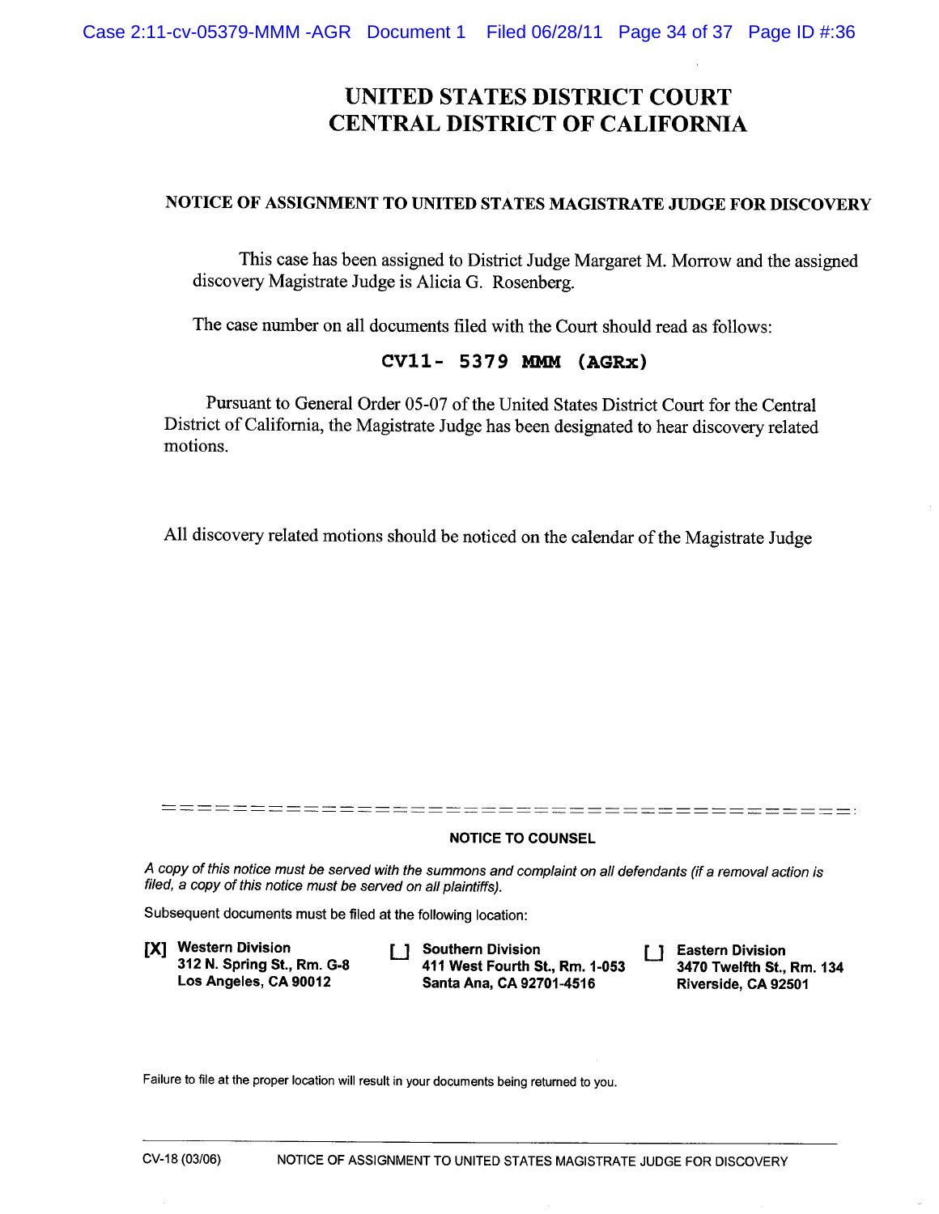# UNITED STATES DISTRICT COURT
# CENTRAL DISTRICT OF CALIFORNIA

### NOTICE OF ASSIGNMENT TO UNITED STATES MAGISTRATE JUDGE FOR DISCOVERY

This case has been assigned to District Judge Margaret M. Morrow and the assigned discovery Magistrate Judge is Alicia G. Rosenberg.

The case number on all documents filed with the Court should read as follows:

**CV11- 5379 MMM (AGRx)**

Pursuant to General Order 05-07 of the United States District Court for the Central District of California, the Magistrate Judge has been designated to hear discovery related motions.

All discovery related motions should be noticed on the calendar of the Magistrate Judge

---

**NOTICE TO COUNSEL**

*A copy of this notice must be served with the summons and complaint on all defendants (if a removal action is filed, a copy of this notice must be served on all plaintiffs).*

Subsequent documents must be filed at the following location:

**[X] Western Division**
**312 N. Spring St., Rm. G-8**
**Los Angeles, CA 90012**

**[ ] Southern Division**
**411 West Fourth St., Rm. 1-053**
**Santa Ana, CA 92701-4516**

**[ ] Eastern Division**
**3470 Twelfth St., Rm. 134**
**Riverside, CA 92501**

Failure to file at the proper location will result in your documents being returned to you.

CV-18 (03/06) NOTICE OF ASSIGNMENT TO UNITED STATES MAGISTRATE JUDGE FOR DISCOVERY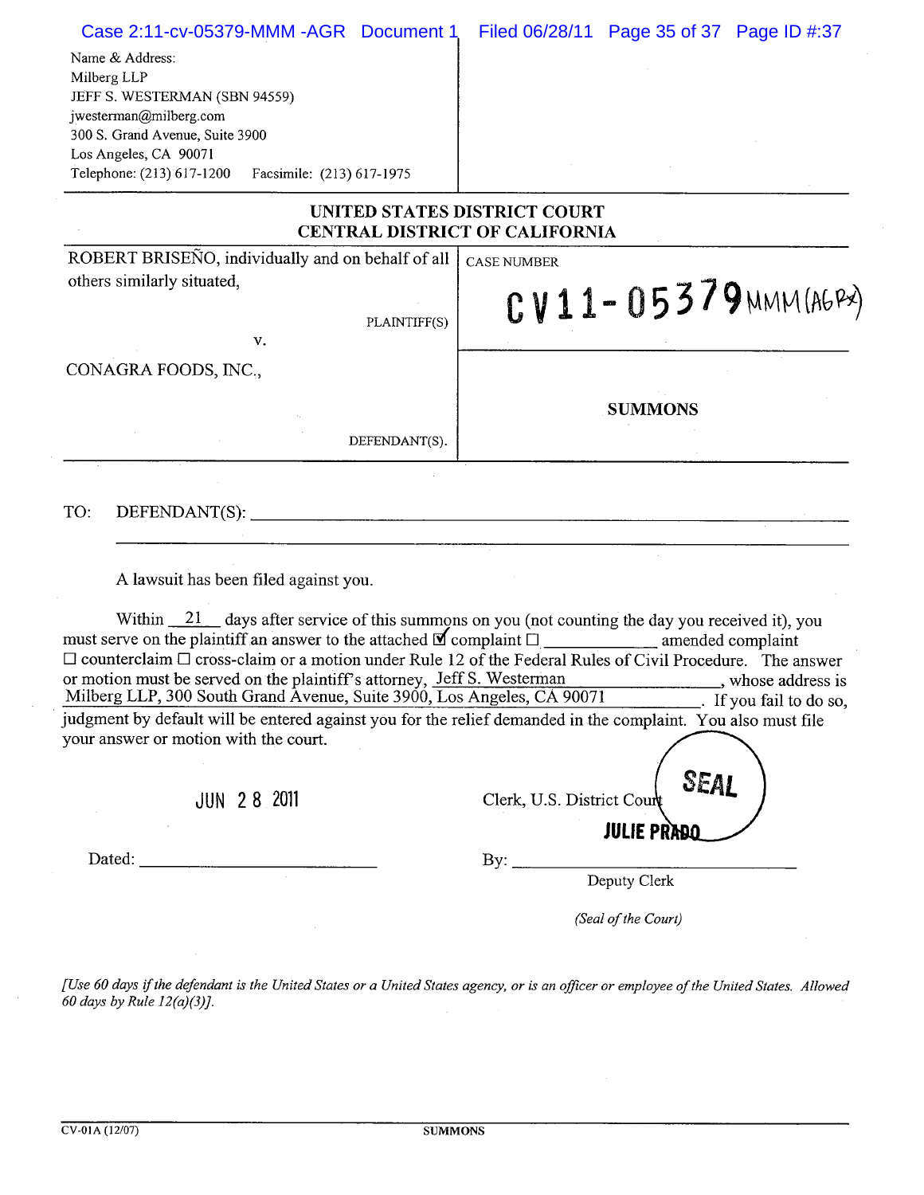Name & Address:
Milberg LLP
JEFF S. WESTERMAN (SBN 94559)
jwesterman@milberg.com
300 S. Grand Avenue, Suite 3900
Los Angeles, CA 90071
Telephone: (213) 617-1200 Facsimile: (213) 617-1975

**UNITED STATES DISTRICT COURT**
**CENTRAL DISTRICT OF CALIFORNIA**

| | |
|---|---|
| ROBERT BRISEÑO, individually and on behalf of all others similarly situated, PLAINTIFF(S) v. CONAGRA FOODS, INC., DEFENDANT(S). | CASE NUMBER CV11-05379 MMM (AGRx) **SUMMONS** |

TO: DEFENDANT(S): ______________________________

A lawsuit has been filed against you.

Within 21 days after service of this summons on you (not counting the day you received it), you must serve on the plaintiff an answer to the attached ☑ complaint ☐ ____________ amended complaint ☐ counterclaim ☐ cross-claim or a motion under Rule 12 of the Federal Rules of Civil Procedure. The answer or motion must be served on the plaintiff's attorney, Jeff S. Westerman, whose address is Milberg LLP, 300 South Grand Avenue, Suite 3900, Los Angeles, CA 90071. If you fail to do so, judgment by default will be entered against you for the relief demanded in the complaint. You also must file your answer or motion with the court.

Clerk, U.S. District Court

SEAL

JULIE PRADO

Dated: JUN 28 2011

By: ______________________________
Deputy Clerk

*(Seal of the Court)*

*[Use 60 days if the defendant is the United States or a United States agency, or is an officer or employee of the United States. Allowed 60 days by Rule 12(a)(3)].*

CV-01A (12/07) SUMMONS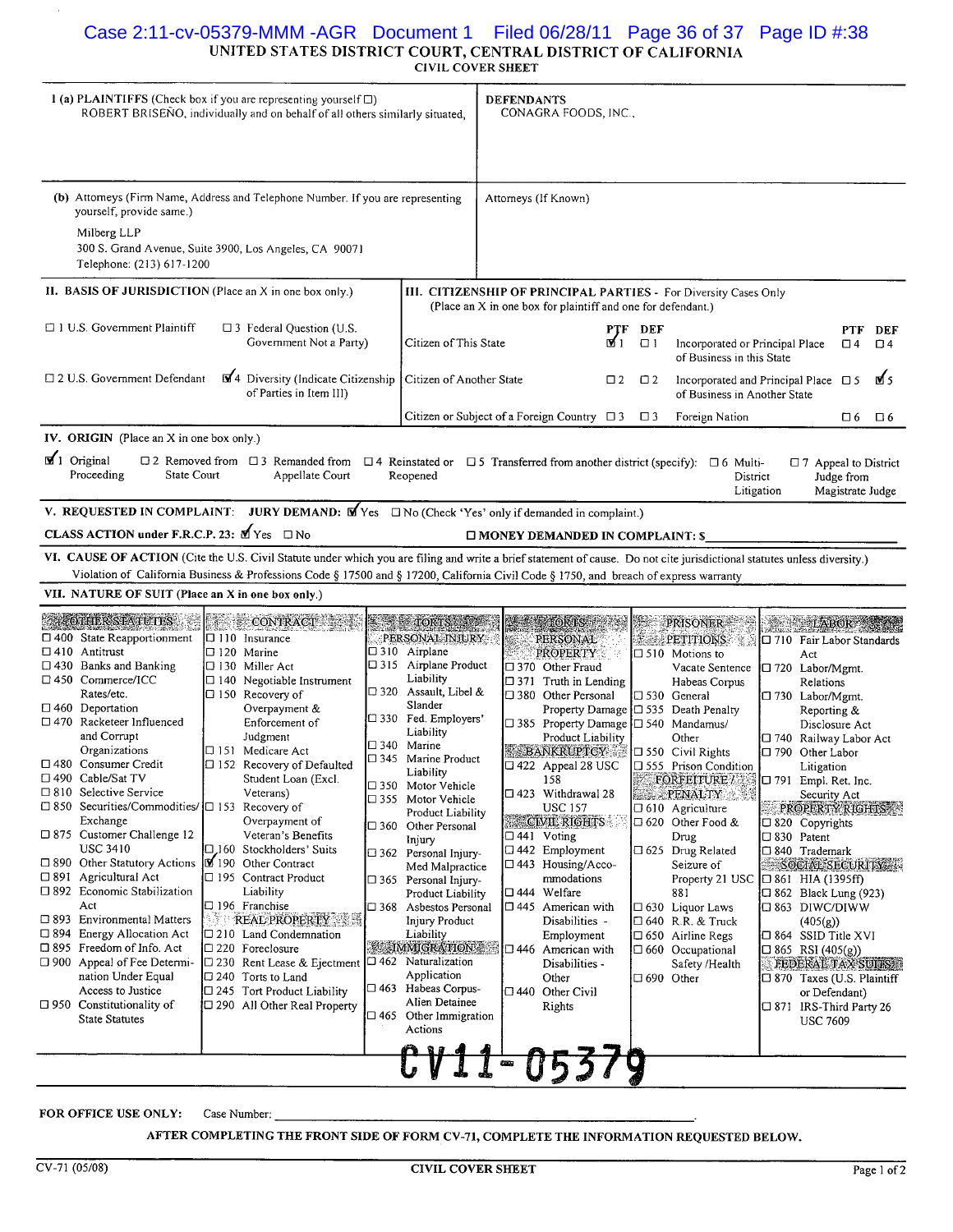UNITED STATES DISTRICT COURT, CENTRAL DISTRICT OF CALIFORNIA
CIVIL COVER SHEET

**I (a) PLAINTIFFS** (Check box if you are representing yourself ☐)
ROBERT BRISEÑO, individually and on behalf of all others similarly situated,

**DEFENDANTS**
CONAGRA FOODS, INC.,

**(b)** Attorneys (Firm Name, Address and Telephone Number. If you are representing yourself, provide same.)

Milberg LLP
300 S. Grand Avenue, Suite 3900, Los Angeles, CA 90071
Telephone: (213) 617-1200

Attorneys (If Known)

**II. BASIS OF JURISDICTION** (Place an X in one box only.)

☐ 1 U.S. Government Plaintiff
☐ 3 Federal Question (U.S. Government Not a Party)
☐ 2 U.S. Government Defendant
☑ 4 Diversity (Indicate Citizenship of Parties in Item III)

**III. CITIZENSHIP OF PRINCIPAL PARTIES** - For Diversity Cases Only (Place an X in one box for plaintiff and one for defendant.)

| | PTF | DEF | | PTF | DEF |
|---|---|---|---|---|---|
| Citizen of This State | ☑ 1 | ☐ 1 | Incorporated or Principal Place of Business in this State | ☐ 4 | ☐ 4 |
| Citizen of Another State | ☐ 2 | ☐ 2 | Incorporated and Principal Place of Business in Another State | ☐ 5 | ☑ 5 |
| Citizen or Subject of a Foreign Country | ☐ 3 | ☐ 3 | Foreign Nation | ☐ 6 | ☐ 6 |

**IV. ORIGIN** (Place an X in one box only.)

☑ 1 Original Proceeding ☐ 2 Removed from State Court ☐ 3 Remanded from Appellate Court ☐ 4 Reinstated or Reopened ☐ 5 Transferred from another district (specify): ☐ 6 Multi-District Litigation ☐ 7 Appeal to District Judge from Magistrate Judge

**V. REQUESTED IN COMPLAINT: JURY DEMAND:** ☑ Yes ☐ No (Check 'Yes' only if demanded in complaint.)

**CLASS ACTION under F.R.C.P. 23:** ☑ Yes ☐ No ☐ **MONEY DEMANDED IN COMPLAINT: $**\_\_\_\_\_\_\_\_\_\_

**VI. CAUSE OF ACTION** (Cite the U.S. Civil Statute under which you are filing and write a brief statement of cause. Do not cite jurisdictional statutes unless diversity.)
Violation of California Business & Professions Code § 17500 and § 17200, California Civil Code § 1750, and breach of express warranty

**VII. NATURE OF SUIT** (Place an X in one box only.)

**OTHER STATUTES**
- ☐ 400 State Reapportionment
- ☐ 410 Antitrust
- ☐ 430 Banks and Banking
- ☐ 450 Commerce/ICC Rates/etc.
- ☐ 460 Deportation
- ☐ 470 Racketeer Influenced and Corrupt Organizations
- ☐ 480 Consumer Credit
- ☐ 490 Cable/Sat TV
- ☐ 810 Selective Service
- ☐ 850 Securities/Commodities/ Exchange
- ☐ 875 Customer Challenge 12 USC 3410
- ☐ 890 Other Statutory Actions
- ☐ 891 Agricultural Act
- ☐ 892 Economic Stabilization Act
- ☐ 893 Environmental Matters
- ☐ 894 Energy Allocation Act
- ☐ 895 Freedom of Info. Act
- ☐ 900 Appeal of Fee Determination Under Equal Access to Justice
- ☐ 950 Constitutionality of State Statutes

**CONTRACT**
- ☐ 110 Insurance
- ☐ 120 Marine
- ☐ 130 Miller Act
- ☐ 140 Negotiable Instrument
- ☐ 150 Recovery of Overpayment & Enforcement of Judgment
- ☐ 151 Medicare Act
- ☐ 152 Recovery of Defaulted Student Loan (Excl. Veterans)
- ☐ 153 Recovery of Overpayment of Veteran's Benefits
- ☐ 160 Stockholders' Suits
- ☑ 190 Other Contract
- ☐ 195 Contract Product Liability
- ☐ 196 Franchise

**REAL PROPERTY**
- ☐ 210 Land Condemnation
- ☐ 220 Foreclosure
- ☐ 230 Rent Lease & Ejectment
- ☐ 240 Torts to Land
- ☐ 245 Tort Product Liability
- ☐ 290 All Other Real Property

**TORTS — PERSONAL INJURY**
- ☐ 310 Airplane
- ☐ 315 Airplane Product Liability
- ☐ 320 Assault, Libel & Slander
- ☐ 330 Fed. Employers' Liability
- ☐ 340 Marine
- ☐ 345 Marine Product Liability
- ☐ 350 Motor Vehicle
- ☐ 355 Motor Vehicle Product Liability
- ☐ 360 Other Personal Injury
- ☐ 362 Personal Injury-Med Malpractice
- ☐ 365 Personal Injury-Product Liability
- ☐ 368 Asbestos Personal Injury Product Liability

**IMMIGRATION**
- ☐ 462 Naturalization Application
- ☐ 463 Habeas Corpus-Alien Detainee
- ☐ 465 Other Immigration Actions

**TORTS — PERSONAL PROPERTY**
- ☐ 370 Other Fraud
- ☐ 371 Truth in Lending
- ☐ 380 Other Personal Property Damage
- ☐ 385 Property Damage Product Liability

**BANKRUPTCY**
- ☐ 422 Appeal 28 USC 158
- ☐ 423 Withdrawal 28 USC 157

**CIVIL RIGHTS**
- ☐ 441 Voting
- ☐ 442 Employment
- ☐ 443 Housing/Accommodations
- ☐ 444 Welfare
- ☐ 445 American with Disabilities - Employment
- ☐ 446 American with Disabilities - Other
- ☐ 440 Other Civil Rights

**PRISONER PETITIONS**
- ☐ 510 Motions to Vacate Sentence Habeas Corpus
- ☐ 530 General
- ☐ 535 Death Penalty
- ☐ 540 Mandamus/ Other
- ☐ 550 Civil Rights
- ☐ 555 Prison Condition

**FORFEITURE / PENALTY**
- ☐ 610 Agriculture
- ☐ 620 Other Food & Drug
- ☐ 625 Drug Related Seizure of Property 21 USC 881
- ☐ 630 Liquor Laws
- ☐ 640 R.R. & Truck
- ☐ 650 Airline Regs
- ☐ 660 Occupational Safety /Health
- ☐ 690 Other

**LABOR**
- ☐ 710 Fair Labor Standards Act
- ☐ 720 Labor/Mgmt. Relations
- ☐ 730 Labor/Mgmt. Reporting & Disclosure Act
- ☐ 740 Railway Labor Act
- ☐ 790 Other Labor Litigation
- ☐ 791 Empl. Ret. Inc. Security Act

**PROPERTY RIGHTS**
- ☐ 820 Copyrights
- ☐ 830 Patent
- ☐ 840 Trademark

**SOCIAL SECURITY**
- ☐ 861 HIA (1395ff)
- ☐ 862 Black Lung (923)
- ☐ 863 DIWC/DIWW (405(g))
- ☐ 864 SSID Title XVI
- ☐ 865 RSI (405(g))

**FEDERAL TAX SUITS**
- ☐ 870 Taxes (U.S. Plaintiff or Defendant)
- ☐ 871 IRS-Third Party 26 USC 7609

CV11-05379

FOR OFFICE USE ONLY: Case Number: \_\_\_\_\_\_\_\_\_\_

**AFTER COMPLETING THE FRONT SIDE OF FORM CV-71, COMPLETE THE INFORMATION REQUESTED BELOW.**

CV-71 (05/08) CIVIL COVER SHEET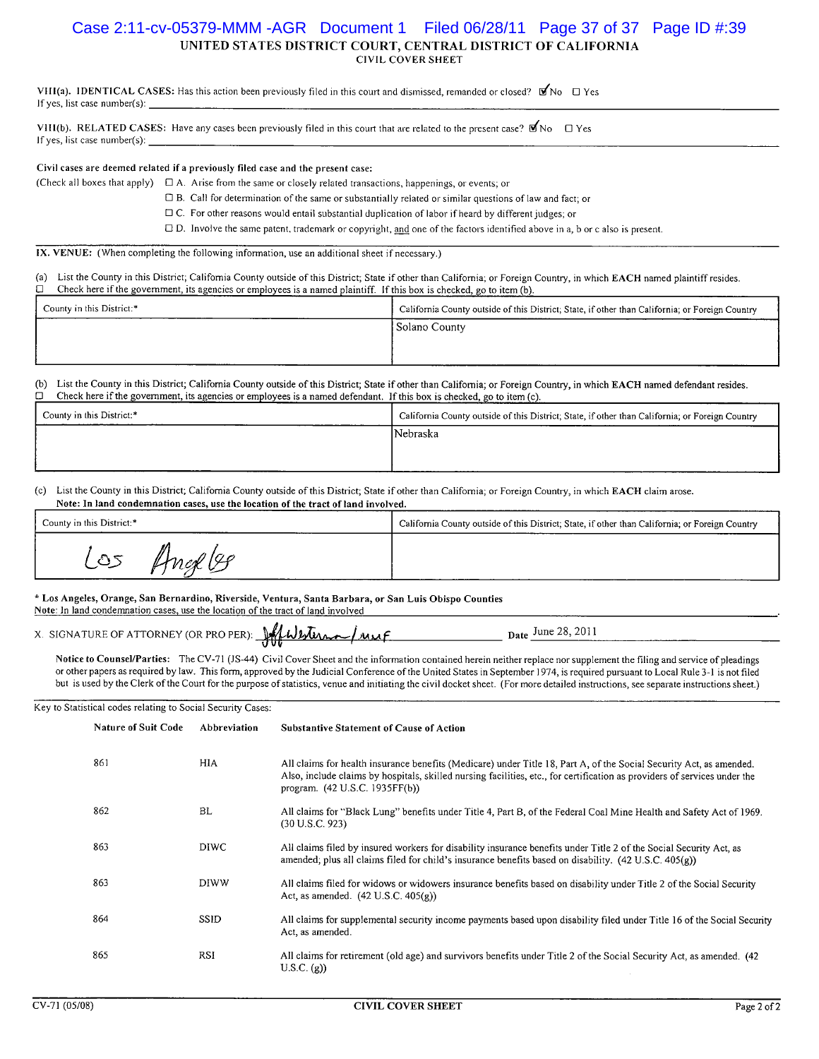UNITED STATES DISTRICT COURT, CENTRAL DISTRICT OF CALIFORNIA
CIVIL COVER SHEET

**VIII(a). IDENTICAL CASES:** Has this action been previously filed in this court and dismissed, remanded or closed? ☑ No ☐ Yes
If yes, list case number(s): ______

**VIII(b). RELATED CASES:** Have any cases been previously filed in this court that are related to the present case? ☑ No ☐ Yes
If yes, list case number(s): ______

**Civil cases are deemed related if a previously filed case and the present case:**

(Check all boxes that apply)
- ☐ A. Arise from the same or closely related transactions, happenings, or events; or
- ☐ B. Call for determination of the same or substantially related or similar questions of law and fact; or
- ☐ C. For other reasons would entail substantial duplication of labor if heard by different judges; or
- ☐ D. Involve the same patent, trademark or copyright, and one of the factors identified above in a, b or c also is present.

**IX. VENUE:** (When completing the following information, use an additional sheet if necessary.)

(a) List the County in this District; California County outside of this District; State if other than California; or Foreign Country, in which **EACH** named plaintiff resides.
☐ Check here if the government, its agencies or employees is a named plaintiff. If this box is checked, go to item (b).

| County in this District:* | California County outside of this District; State, if other than California; or Foreign Country |
|---|---|
| | Solano County |

(b) List the County in this District; California County outside of this District; State if other than California; or Foreign Country, in which **EACH** named defendant resides.
☐ Check here if the government, its agencies or employees is a named defendant. If this box is checked, go to item (c).

| County in this District:* | California County outside of this District; State, if other than California; or Foreign Country |
|---|---|
| | Nebraska |

(c) List the County in this District; California County outside of this District; State if other than California; or Foreign Country, in which **EACH** claim arose.
**Note: In land condemnation cases, use the location of the tract of land involved.**

| County in this District:* | California County outside of this District; State, if other than California; or Foreign Country |
|---|---|
| Los Angeles | |

**\* Los Angeles, Orange, San Bernardino, Riverside, Ventura, Santa Barbara, or San Luis Obispo Counties**
Note: In land condemnation cases, use the location of the tract of land involved

X. SIGNATURE OF ATTORNEY (OR PRO PER): Jeff Westerman / MMF    Date June 28, 2011

**Notice to Counsel/Parties:** The CV-71 (JS-44) Civil Cover Sheet and the information contained herein neither replace nor supplement the filing and service of pleadings or other papers as required by law. This form, approved by the Judicial Conference of the United States in September 1974, is required pursuant to Local Rule 3-1 is not filed but is used by the Clerk of the Court for the purpose of statistics, venue and initiating the civil docket sheet. (For more detailed instructions, see separate instructions sheet.)

Key to Statistical codes relating to Social Security Cases:

| Nature of Suit Code | Abbreviation | Substantive Statement of Cause of Action |
|---|---|---|
| 861 | HIA | All claims for health insurance benefits (Medicare) under Title 18, Part A, of the Social Security Act, as amended. Also, include claims by hospitals, skilled nursing facilities, etc., for certification as providers of services under the program. (42 U.S.C. 1935FF(b)) |
| 862 | BL | All claims for "Black Lung" benefits under Title 4, Part B, of the Federal Coal Mine Health and Safety Act of 1969. (30 U.S.C. 923) |
| 863 | DIWC | All claims filed by insured workers for disability insurance benefits under Title 2 of the Social Security Act, as amended; plus all claims filed for child's insurance benefits based on disability. (42 U.S.C. 405(g)) |
| 863 | DIWW | All claims filed for widows or widowers insurance benefits based on disability under Title 2 of the Social Security Act, as amended. (42 U.S.C. 405(g)) |
| 864 | SSID | All claims for supplemental security income payments based upon disability filed under Title 16 of the Social Security Act, as amended. |
| 865 | RSI | All claims for retirement (old age) and survivors benefits under Title 2 of the Social Security Act, as amended. (42 U.S.C. (g)) |

CV-71 (05/08) CIVIL COVER SHEET Page 2 of 2